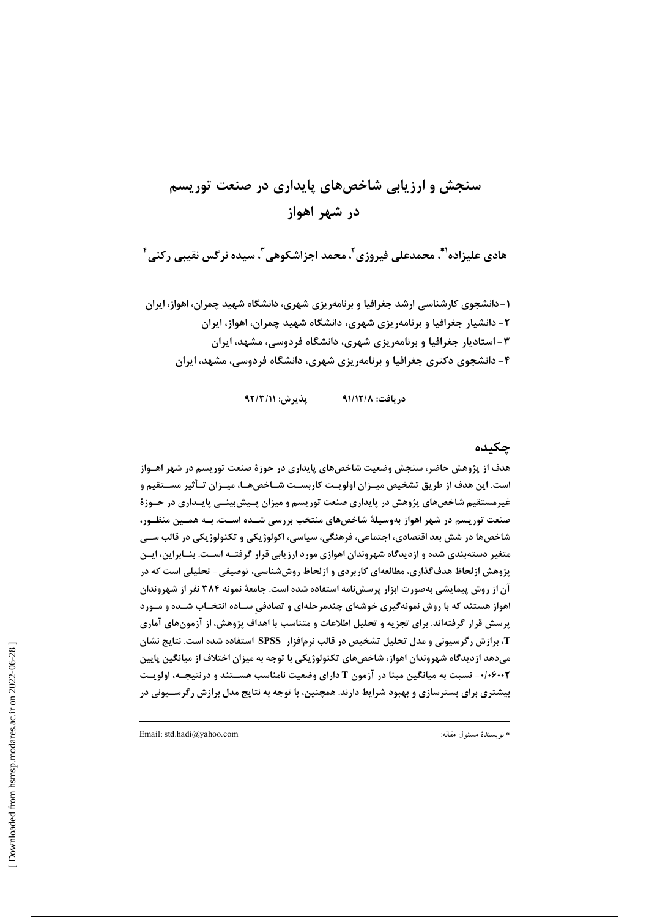# سنجش و ارزیابی شاخص‌های پایداری در صنعت توریسم در شهر اهواز

**هادی علیزاده[1*]، محمدعلی فیروزی[2]، محمد اجزاشکوهی[3]، سیده نرگس نقیبی رکنی[4]**

۱- دانشجوی کارشناسی ارشد جغرافیا و برنامه‌ریزی شهری، دانشگاه شهید چمران، اهواز، ایران
۲- دانشیار جغرافیا و برنامه‌ریزی شهری، دانشگاه شهید چمران، اهواز، ایران
۳- استادیار جغرافیا و برنامه‌ریزی شهری، دانشگاه فردوسی، مشهد، ایران
۴- دانشجوی دکتری جغرافیا و برنامه‌ریزی شهری، دانشگاه فردوسی، مشهد، ایران

دریافت: ۹۱/۱۲/۸ پذیرش: ۹۲/۳/۱۱

## چکیده

هدف از پژوهش حاضر، سنجش وضعیت شاخص‌های پایداری در حوزهٔ صنعت توریسم در شهر اهواز است. این هدف از طریق تشخیص میزان اولویت کاربست شاخص‌ها، میزان تأثیر مستقیم و غیرمستقیم شاخص‌های پژوهش در پایداری صنعت توریسم و میزان پیش‌بینی پایداری در حوزهٔ صنعت توریسم در شهر اهواز به‌وسیلهٔ شاخص‌های منتخب بررسی شده است. به همین منظور، شاخص‌ها در شش بعد اقتصادی، اجتماعی، فرهنگی، سیاسی، اکولوژیکی و تکنولوژیکی در قالب سی متغیر دسته‌بندی شده و ازدیدگاه شهروندان اهوازی مورد ارزیابی قرار گرفته است. بنابراین، این پژوهش ازلحاظ هدف‌گذاری، مطالعه‌ای کاربردی و ازلحاظ روش‌شناسی، توصیفی- تحلیلی است که در آن از روش پیمایشی به‌صورت ابزار پرسش‌نامه استفاده شده است. جامعهٔ نمونه ۳۸۴ نفر از شهروندان اهواز هستند که با روش نمونه‌گیری خوشه‌ای چندمرحله‌ای و تصادفیِ ساده انتخاب شده و مورد پرسش قرار گرفته‌اند. برای تجزیه و تحلیل اطلاعات و متناسب با اهداف پژوهش، از آزمون‌های آماری T، برازش رگرسیونی و مدل تحلیل تشخیص در قالب نرم‌افزار SPSS استفاده شده است. نتایج نشان می‌دهد ازدیدگاه شهروندان اهواز، شاخص‌های تکنولوژیکی با توجه به میزان اختلاف از میانگین پایین ۰/۰۶۰۰۲- نسبت به میانگین مبنا در آزمون T دارای وضعیت نامناسب هستند و درنتیجه، اولویت بیشتری برای بسترسازی و بهبود شرایط دارند. همچنین، با توجه به نتایج مدل برازش رگرسیونی در

---

* نویسندهٔ مسئول مقاله: Email: std.hadi@yahoo.com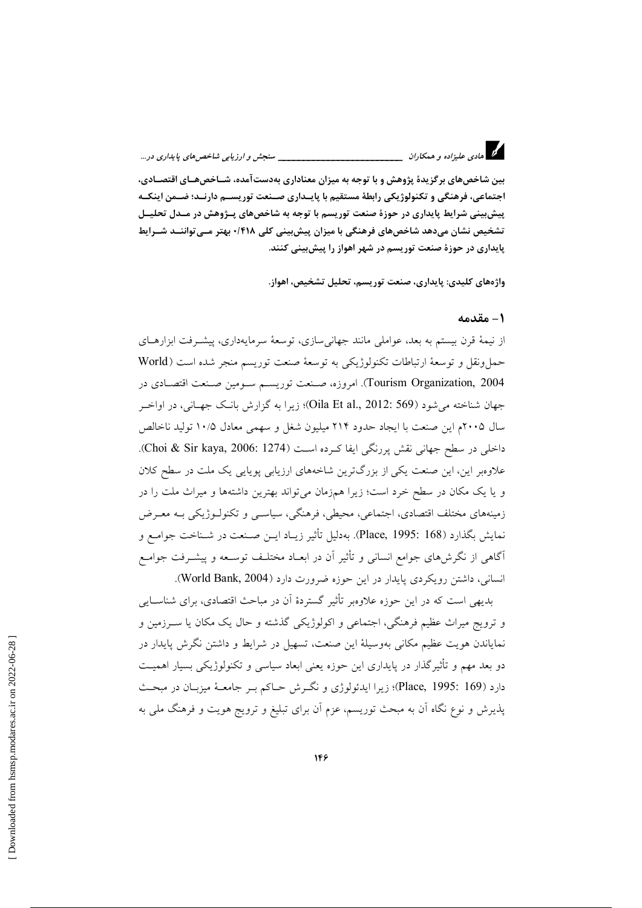**بین شاخص‌های برگزیدۀ پژوهش و با توجه به میزان معناداری به‌دست‌آمده، شاخص‌های اقتصادی، اجتماعی، فرهنگی و تکنولوژیکی رابطۀ مستقیم با پایداری صنعت توریسم دارند؛ ضمن اینکه پیش‌بینی شرایط پایداری در حوزۀ صنعت توریسم با توجه به شاخص‌های پژوهش در مدل تحلیل تشخیص نشان می‌دهد شاخص‌های فرهنگی با میزان پیش‌بینی کلی ۰/۴۱۸ بهتر می‌توانند شرایط پایداری در حوزۀ صنعت توریسم در شهر اهواز را پیش‌بینی کنند.**

**واژه‌های کلیدی:** پایداری، صنعت توریسم، تحلیل تشخیص، اهواز.

## ۱- مقدمه

از نیمۀ قرن بیستم به بعد، عواملی مانند جهانی‌سازی، توسعۀ سرمایه‌داری، پیشرفت ابزارهای حمل‌ونقل و توسعۀ ارتباطات تکنولوژیکی به توسعۀ صنعت توریسم منجر شده است (World Tourism Organization, 2004). امروزه، صنعت توریسم سومین صنعت اقتصادی در جهان شناخته می‌شود (Oila Et al., 2012: 569)؛ زیرا به گزارش بانک جهانی، در اواخر سال ۲۰۰۵م این صنعت با ایجاد حدود ۲۱۴ میلیون شغل و سهمی معادل ۱۰/۵ تولید ناخالص داخلی در سطح جهانی نقش پررنگی ایفا کرده است (Choi & Sir kaya, 2006: 1274). علاوه‌بر این، این صنعت یکی از بزرگ‌ترین شاخه‌های ارزیابی پویایی یک ملت در سطح کلان و یا یک مکان در سطح خرد است؛ زیرا هم‌زمان می‌تواند بهترین داشته‌ها و میراث ملت را در زمینه‌های مختلف اقتصادی، اجتماعی، محیطی، فرهنگی، سیاسی و تکنولوژیکی به معرض نمایش بگذارد (Place, 1995: 168). به‌دلیل تأثیر زیاد این صنعت در شناخت جوامع و آگاهی از نگرش‌های جوامع انسانی و تأثیر آن در ابعاد مختلف توسعه و پیشرفت جوامع انسانی، داشتن رویکردی پایدار در این حوزه ضرورت دارد (World Bank, 2004).

بدیهی است که در این حوزه علاوه‌بر تأثیر گستردۀ آن در مباحث اقتصادی، برای شناسایی و ترویج میراث عظیم فرهنگی، اجتماعی و اکولوژیکی گذشته و حال یک مکان یا سرزمین و نمایاندن هویت عظیم مکانی به‌وسیلۀ این صنعت، تسهیل در شرایط و داشتن نگرش پایدار در دو بعد مهم و تأثیرگذار در پایداری این حوزه یعنی ابعاد سیاسی و تکنولوژیکی بسیار اهمیت دارد (Place, 1995: 169)؛ زیرا ایدئولوژی و نگرش حاکم بر جامعۀ میزبان در مبحث پذیرش و نوع نگاه آن به مبحث توریسم، عزم آن برای تبلیغ و ترویج هویت و فرهنگ ملی به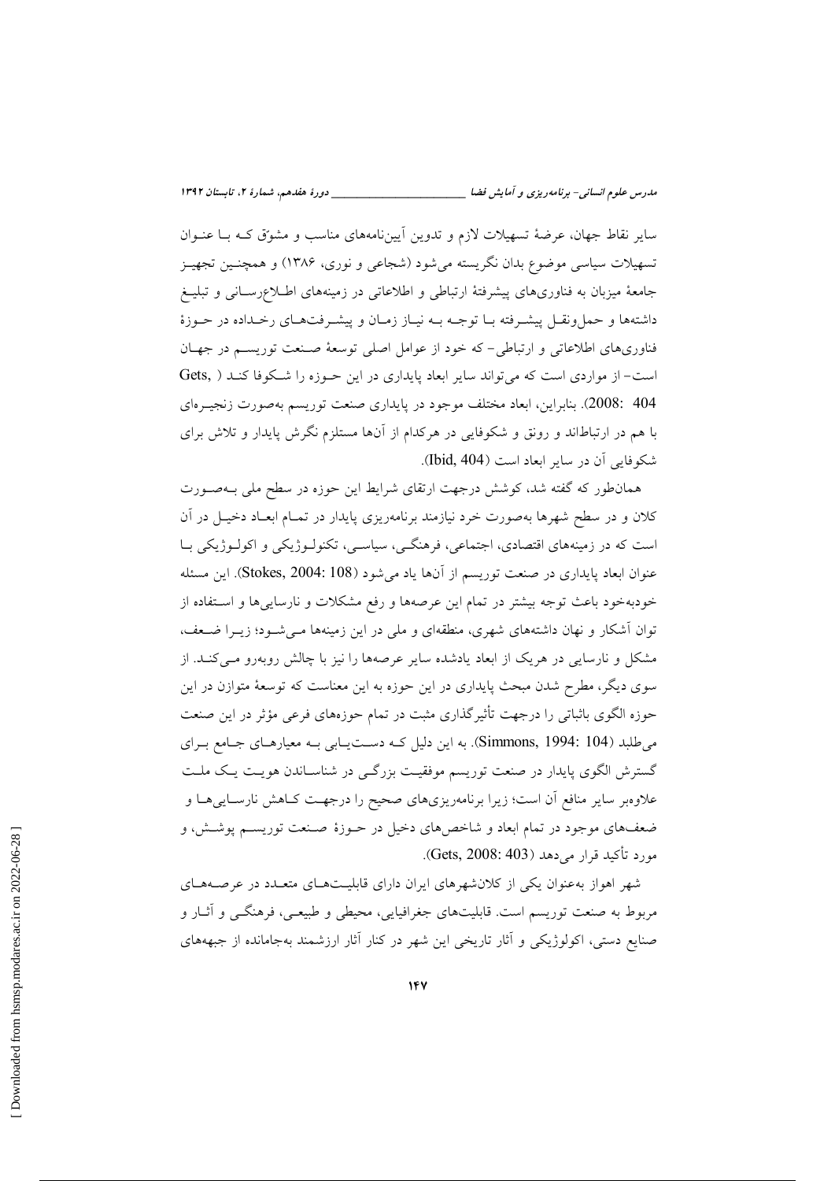سایر نقاط جهان، عرضهٔ تسهیلات لازم و تدوین آیین‌نامه‌های مناسب و مشوّق که بـا عنـوان تسهیلات سیاسی موضوع بدان نگریسته می‌شود (شجاعی و نوری، ۱۳۸۶) و همچنـین تجهیـز جامعهٔ میزبان به فناوری‌های پیشرفتهٔ ارتباطی و اطلاعاتی در زمینه‌های اطـلاع‌رسـانی و تبلیـغ داشته‌ها و حمل‌ونقـل پیشـرفته بـا توجـه بـه نیـاز زمـان و پیشـرفت‌هـای رخـداده در حـوزهٔ فناوری‌های اطلاعاتی و ارتباطی- که خود از عوامل اصلی توسعهٔ صـنعت توریسـم در جهـان است- از مواردی است که می‌تواند سایر ابعاد پایداری در این حـوزه را شـکوفا کنـد (Gets, 2008: 404). بنابراین، ابعاد مختلف موجود در پایداری صنعت توریسم به‌صورت زنجیـره‌ای با هم در ارتباط‌اند و رونق و شکوفایی در هرکدام از آن‌ها مستلزم نگرش پایدار و تلاش برای شکوفایی آن در سایر ابعاد است (Ibid, 404).

همان‌طور که گفته شد، کوشش درجهت ارتقای شرایط این حوزه در سطح ملی بـه‌صـورت کلان و در سطح شهرها به‌صورت خرد نیازمند برنامه‌ریزی پایدار در تمـام ابعـاد دخیـل در آن است که در زمینه‌های اقتصادی، اجتماعی، فرهنگـی، سیاسـی، تکنولـوژیکی و اکولـوژیکی بـا عنوان ابعاد پایداری در صنعت توریسم از آن‌ها یاد می‌شود (Stokes, 2004: 108). این مسئله خودبه‌خود باعث توجه بیشتر در تمام این عرصه‌ها و رفع مشکلات و نارسایی‌ها و اسـتفاده از توان آشکار و نهان داشته‌های شهری، منطقه‌ای و ملی در این زمینه‌ها مـی‌شـود؛ زیـرا ضـعف، مشکل و نارسایی در هریک از ابعاد یادشده سایر عرصه‌ها را نیز با چالش روبه‌رو مـی‌کنـد. از سوی دیگر، مطرح شدن مبحث پایداری در این حوزه به این معناست که توسعهٔ متوازن در این حوزه الگوی باثباتی را درجهت تأثیرگذاری مثبت در تمام حوزه‌های فرعی مؤثر در این صنعت می‌طلبد (Simmons, 1994: 104). به این دلیل کـه دسـت‌یـابی بـه معیارهـای جـامع بـرای گسترش الگوی پایدار در صنعت توریسم موفقیـت بزرگـی در شناسـاندن هویـت یـک ملـت علاوه‌بر سایر منافع آن است؛ زیرا برنامه‌ریزی‌های صحیح را درجهـت کـاهش نارسـایی‌هـا و ضعف‌های موجود در تمام ابعاد و شاخص‌های دخیل در حـوزهٔ صـنعت توریسـم پوشـش، و مورد تأکید قرار می‌دهد (Gets, 2008: 403).

شهر اهواز به‌عنوان یکی از کلان‌شهرهای ایران دارای قابلیـت‌هـای متعـدد در عرصـه‌هـای مربوط به صنعت توریسم است. قابلیت‌های جغرافیایی، محیطی و طبیعـی، فرهنگـی و آثـار و صنایع دستی، اکولوژیکی و آثار تاریخی این شهر در کنار آثار ارزشمند به‌جامانده از جبهه‌های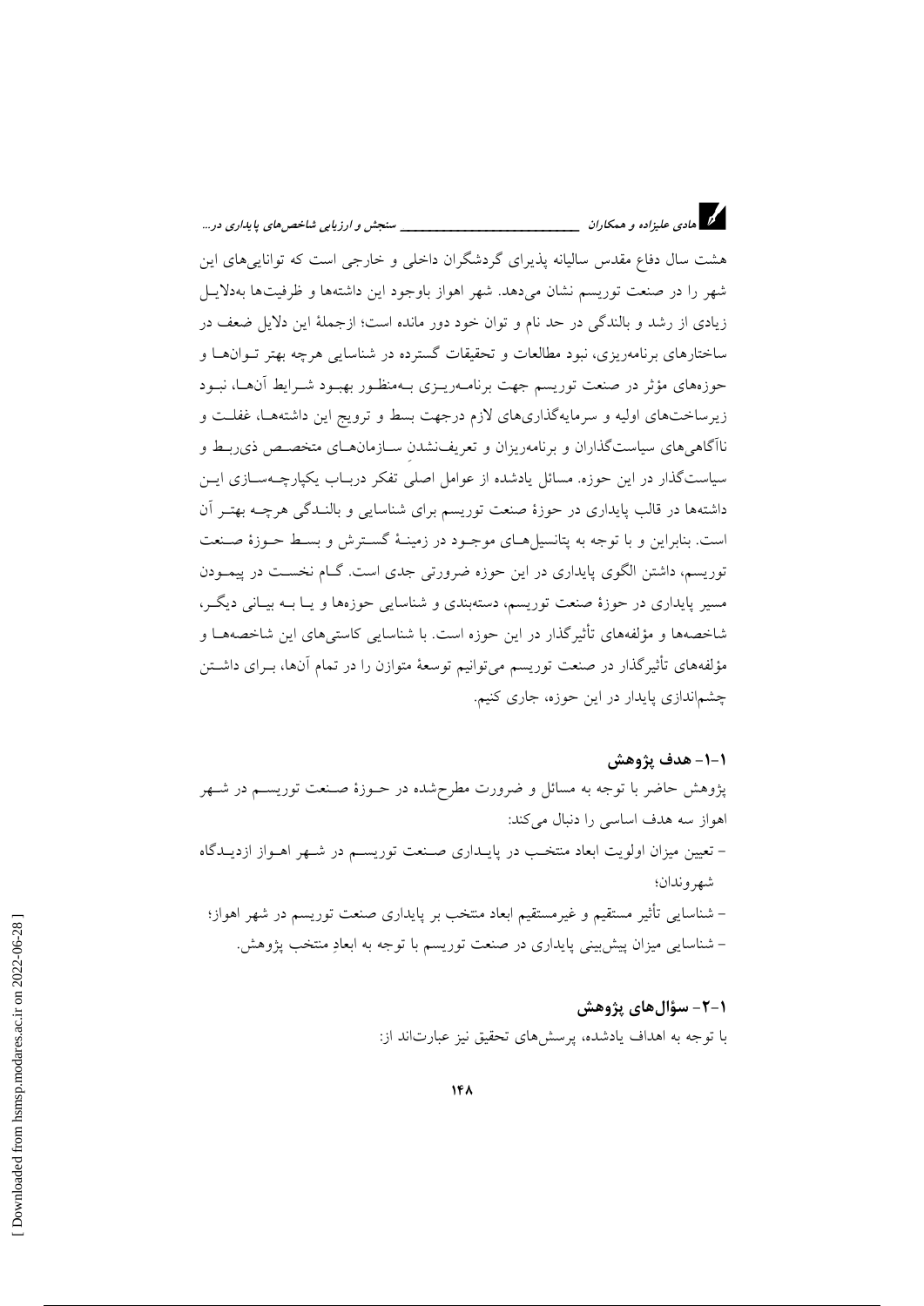هشت سال دفاع مقدس سالیانه پذیرای گردشگران داخلی و خارجی است که توانایی‌های این شهر را در صنعت توریسم نشان می‌دهد. شهر اهواز باوجود این داشته‌ها و ظرفیت‌ها به‌دلایل زیادی از رشد و بالندگی در حد نام و توان خود دور مانده است؛ ازجملهٔ این دلایل ضعف در ساختارهای برنامه‌ریزی، نبود مطالعات و تحقیقات گسترده در شناسایی هرچه بهتر توان‌ها و حوزه‌های مؤثر در صنعت توریسم جهت برنامه‌ریزی به‌منظور بهبود شرایط آن‌ها، نبود زیرساخت‌های اولیه و سرمایه‌گذاری‌های لازم درجهت بسط و ترویج این داشته‌ها، غفلت و ناآگاهی‌های سیاست‌گذاران و برنامه‌ریزان و تعریف‌نشدنِ سازمان‌های متخصص ذی‌ربط و سیاست‌گذار در این حوزه. مسائل یادشده از عوامل اصلی تفکر درباب یکپارچه‌سازی این داشته‌ها در قالب پایداری در حوزهٔ صنعت توریسم برای شناسایی و بالندگی هرچه بهتر آن است. بنابراین و با توجه به پتانسیل‌های موجود در زمینهٔ گسترش و بسط حوزهٔ صنعت توریسم، داشتن الگوی پایداری در این حوزه ضرورتی جدی است. گام نخست در پیمودن مسیر پایداری در حوزهٔ صنعت توریسم، دسته‌بندی و شناسایی حوزه‌ها و یا به بیانی دیگر، شاخصه‌ها و مؤلفه‌های تأثیرگذار در این حوزه است. با شناسایی کاستی‌های این شاخصه‌ها و مؤلفه‌های تأثیرگذار در صنعت توریسم می‌توانیم توسعهٔ متوازن را در تمام آن‌ها، برای داشتن چشم‌انداری پایدار در این حوزه، جاری کنیم.

### ۱-۱- هدف پژوهش

پژوهش حاضر با توجه به مسائل و ضرورت مطرح‌شده در حوزهٔ صنعت توریسم در شهر اهواز سه هدف اساسی را دنبال می‌کند:

- تعیین میزان اولویت ابعاد منتخب در پایداری صنعت توریسم در شهر اهواز ازدیدگاه شهروندان؛
- شناسایی تأثیر مستقیم و غیرمستقیم ابعاد منتخب بر پایداری صنعت توریسم در شهر اهواز؛
- شناسایی میزان پیش‌بینی پایداری در صنعت توریسم با توجه به ابعادِ منتخب پژوهش.

### ۱-۲- سؤال‌های پژوهش

با توجه به اهداف یادشده، پرسش‌های تحقیق نیز عبارت‌اند از: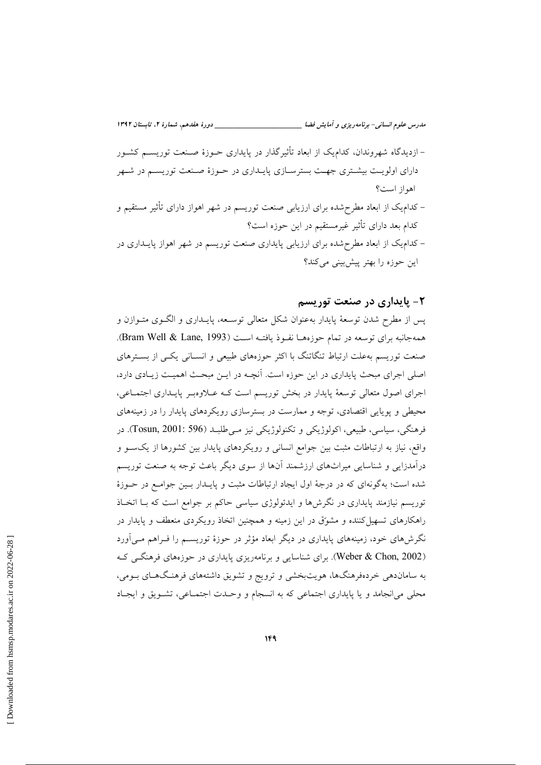- ازدیدگاه شهروندان، کدام‌یک از ابعاد تأثیرگذار در پایداری حوزهٔ صنعت توریسم کشور دارای اولویت بیشتری جهت بسترسازی پایداری در حوزهٔ صنعت توریسم در شهر اهواز است؟
- کدام‌یک از ابعاد مطرح‌شده برای ارزیابی صنعت توریسم در شهر اهواز دارای تأثیر مستقیم و کدام بعد دارای تأثیر غیرمستقیم در این حوزه است؟
- کدام‌یک از ابعاد مطرح‌شده برای ارزیابی پایداری صنعت توریسم در شهر اهواز پایداری در این حوزه را بهتر پیش‌بینی می‌کند؟

## ۲- پایداری در صنعت توریسم

پس از مطرح شدن توسعهٔ پایدار به‌عنوان شکل متعالی توسعه، پایداری و الگوی متوازن و همه‌جانبه برای توسعه در تمام حوزه‌ها نفوذ یافته است (Bram Well & Lane, 1993). صنعت توریسم به‌علت ارتباط تنگاتنگ با اکثر حوزه‌های طبیعی و انسانی یکی از بسترهای اصلی اجرای مبحث پایداری در این حوزه است. آنچه در این مبحث اهمیت زیادی دارد، اجرای اصول متعالی توسعهٔ پایدار در بخش توریسم است که علاوه‌بر پایداری اجتماعی، محیطی و پویایی اقتصادی، توجه و ممارست در بسترسازی رویکردهای پایدار را در زمینه‌های فرهنگی، سیاسی، طبیعی، اکولوژیکی و تکنولوژیکی نیز می‌طلبد (Tosun, 2001: 596). در واقع، نیاز به ارتباطات مثبت بین جوامع انسانی و رویکردهای پایدار بین کشورها از یک‌سو و درآمدزایی و شناسایی میراث‌های ارزشمند آن‌ها از سوی دیگر باعث توجه به صنعت توریسم شده است؛ به‌گونه‌ای که در درجهٔ اول ایجاد ارتباطات مثبت و پایدار بین جوامع در حوزهٔ توریسم نیازمند پایداری در نگرش‌ها و ایدئولوژی سیاسی حاکم بر جوامع است که با اتخاذ راهکارهای تسهیل‌کننده و مشوّق در این زمینه و همچنین اتخاذ رویکردی منعطف و پایدار در نگرش‌های خود، زمینه‌های پایداری در دیگر ابعاد مؤثر در حوزهٔ توریسم را فراهم می‌آورد (Weber & Chon, 2002). برای شناسایی و برنامه‌ریزی پایداری در حوزه‌های فرهنگی که به سامان‌دهی خرده‌فرهنگ‌ها، هویت‌بخشی و ترویج و تشویق داشته‌های فرهنگ‌های بومی، محلی می‌انجامد و یا پایداری اجتماعی که به انسجام و وحدت اجتماعی، تشویق و ایجاد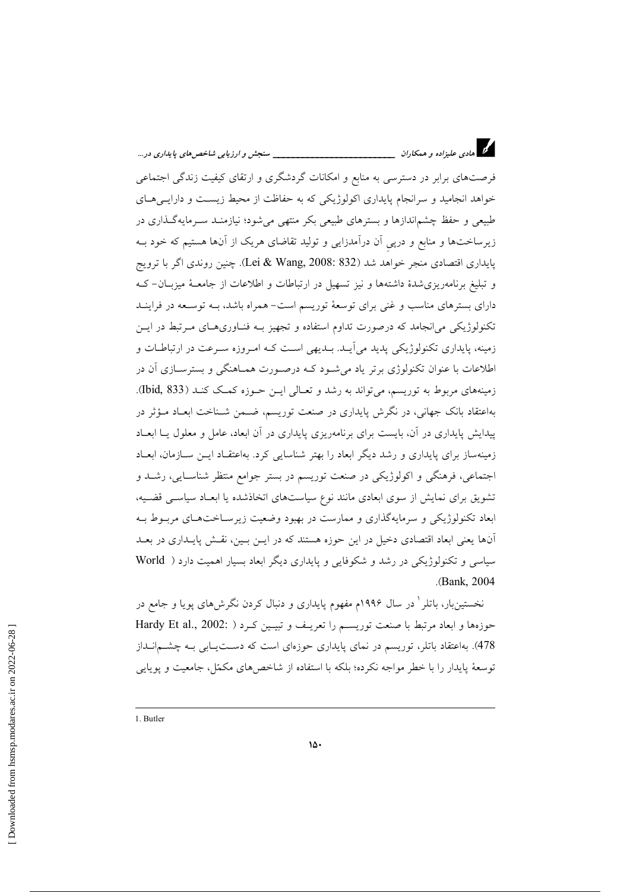فرصت‌های برابر در دسترسی به منابع و امکانات گردشگری و ارتقای کیفیت زندگی اجتماعی خواهد انجامید و سرانجام پایداری اکولوژیکی که به حفاظت از محیط زیست و دارایی‌های طبیعی و حفظ چشم‌اندازها و بسترهای طبیعی بکر منتهی می‌شود؛ نیازمند سرمایه‌گذاری در زیرساخت‌ها و منابع و درپیِ آن درآمدزایی و تولید تقاضای هریک از آن‌ها هستیم که خود به پایداری اقتصادی منجر خواهد شد (Lei & Wang, 2008: 832). چنین روندی اگر با ترویج و تبلیغ برنامه‌ریزی‌شدهٔ داشته‌ها و نیز تسهیل در ارتباطات و اطلاعات از جامعهٔ میزبان- که دارای بسترهای مناسب و غنی برای توسعهٔ توریسم است- همراه باشد، به توسعه در فرایند تکنولوژیکی می‌انجامد که درصورت تداومِ استفاده و تجهیز به فناوری‌های مرتبط در این زمینه، پایداری تکنولوژیکی پدید می‌آید. بدیهی است که امروزه سرعت در ارتباطات و اطلاعات با عنوان تکنولوژی برتر یاد می‌شود که درصورت هماهنگی و بسترسازی آن در زمینه‌های مربوط به توریسم، می‌تواند به رشد و تعالی این حوزه کمک کند (Ibid, 833). به‌اعتقاد بانک جهانی، در نگرش پایداری در صنعت توریسم، ضمن شناخت ابعاد مؤثر در پیدایش پایداری در آن، بایست برای برنامه‌ریزی پایداری در آن ابعاد، عامل و معلول یا ابعاد زمینه‌ساز برای پایداری و رشد دیگر ابعاد را بهتر شناسایی کرد. به‌اعتقاد این سازمان، ابعاد اجتماعی، فرهنگی و اکولوژیکی در صنعت توریسم در بستر جوامع منتظر شناسایی، رشد و تشویق برای نمایش از سوی ابعادی مانند نوع سیاست‌های اتخاذشده یا ابعاد سیاسی قضیه، ابعاد تکنولوژیکی و سرمایه‌گذاری و ممارست در بهبود وضعیت زیرساخت‌های مربوط به آن‌ها یعنی ابعاد اقتصادی دخیل در این حوزه هستند که در این بین، نقش پایداری در بعد سیاسی و تکنولوژیکی در رشد و شکوفایی و پایداری دیگر ابعاد بسیار اهمیت دارد (World Bank, 2004).

نخستین‌بار، باتلر[1] در سال ۱۹۹۶م مفهوم پایداری و دنبال کردن نگرش‌های پویا و جامع در حوزه‌ها و ابعاد مرتبط با صنعت توریسم را تعریف و تبیین کرد (Hardy Et al., 2002: 478). به‌اعتقاد باتلر، توریسم در نمای پایداری حوزه‌ای است که دست‌یابی به چشم‌انداز توسعهٔ پایدار را با خطر مواجه نکرده؛ بلکه با استفاده از شاخص‌های مکمّل، جامعیت و پویایی

---

1. Butler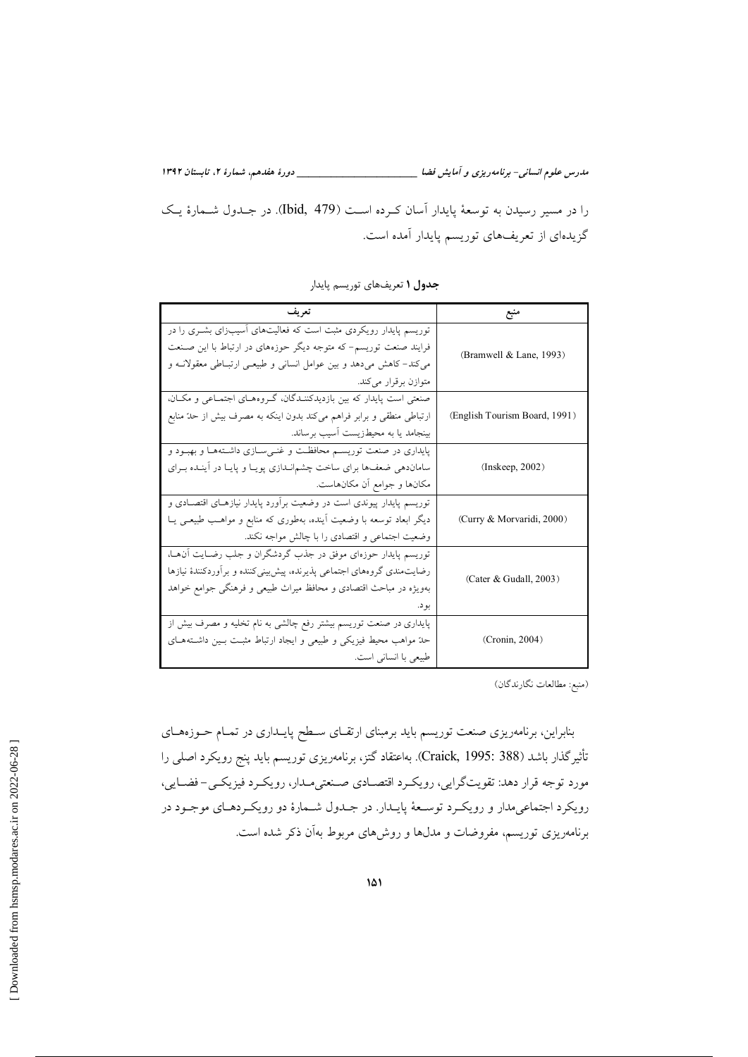را در مسیر رسیدن به توسعهٔ پایدار آسان کرده است (Ibid, 479). در جدول شمارهٔ یک گزیده‌ای از تعریف‌های توریسم پایدار آمده است.

**جدول ۱** تعریف‌های توریسم پایدار

| تعریف | منبع |
| --- | --- |
| توریسم پایدار رویکردی مثبت است که فعالیت‌های آسیب‌زای بشری را در فرایند صنعت توریسم- که متوجه دیگر حوزه‌های در ارتباط با این صنعت می‌کند- کاهش می‌دهد و بین عوامل انسانی و طبیعی ارتباطی معقولانه و متوازن برقرار می‌کند. | (Bramwell & Lane, 1993) |
| صنعتی است پایدار که بین بازدیدکنندگان، گروه‌های اجتماعی و مکان، ارتباطی منطقی و برابر فراهم می‌کند بدون اینکه به مصرف بیش از حدّ منابع بینجامد یا به محیط‌زیست آسیب برساند. | (English Tourism Board, 1991) |
| پایداری در صنعت توریسم محافظت و غنی‌سازی داشته‌ها و بهبود و سامان‌دهی ضعف‌ها برای ساخت چشم‌اندازی پویا و پایا در آینده برای مکان‌ها و جوامع آن مکان‌هاست. | (Inskeep, 2002) |
| توریسم پایدار پیوندی است در وضعیت برآورد پایدار نیازهای اقتصادی و دیگر ابعاد توسعه با وضعیت آینده، به‌طوری که منابع و مواهب طبیعی یا وضعیت اجتماعی و اقتصادی را با چالش مواجه نکند. | (Curry & Morvaridi, 2000) |
| توریسم پایدار حوزه‌ای موفق در جذب گردشگران و جلب رضایت آن‌ها، رضایت‌مندی گروه‌های اجتماعی پذیرنده، پیش‌بینی‌کننده و برآورد‌کنندهٔ نیازها به‌ویژه در مباحث اقتصادی و محافظ میراث طبیعی و فرهنگی جوامع خواهد بود. | (Cater & Gudall, 2003) |
| پایداری در صنعت توریسم بیشتر رفع چالشی به نام تخلیه و مصرف بیش از حدّ مواهب محیط فیزیکی و طبیعی و ایجاد ارتباط مثبت بین داشته‌های طبیعی با انسانی است. | (Cronin, 2004) |

(منبع: مطالعات نگارندگان)

بنابراین، برنامه‌ریزی صنعت توریسم باید برمبنای ارتقای سطح پایداری در تمام حوزه‌های تأثیرگذار باشد (Craick, 1995: 388). به‌اعتقاد گتز، برنامه‌ریزی توریسم باید پنج رویکرد اصلی را مورد توجه قرار دهد: تقویت‌گرایی، رویکرد اقتصادی صنعتی‌مدار، رویکرد فیزیکی- فضایی، رویکرد اجتماعی‌مدار و رویکرد توسعهٔ پایدار. در جدول شمارهٔ دو رویکردهای موجود در برنامه‌ریزی توریسم، مفروضات و مدل‌ها و روش‌های مربوط به‌آن ذکر شده است.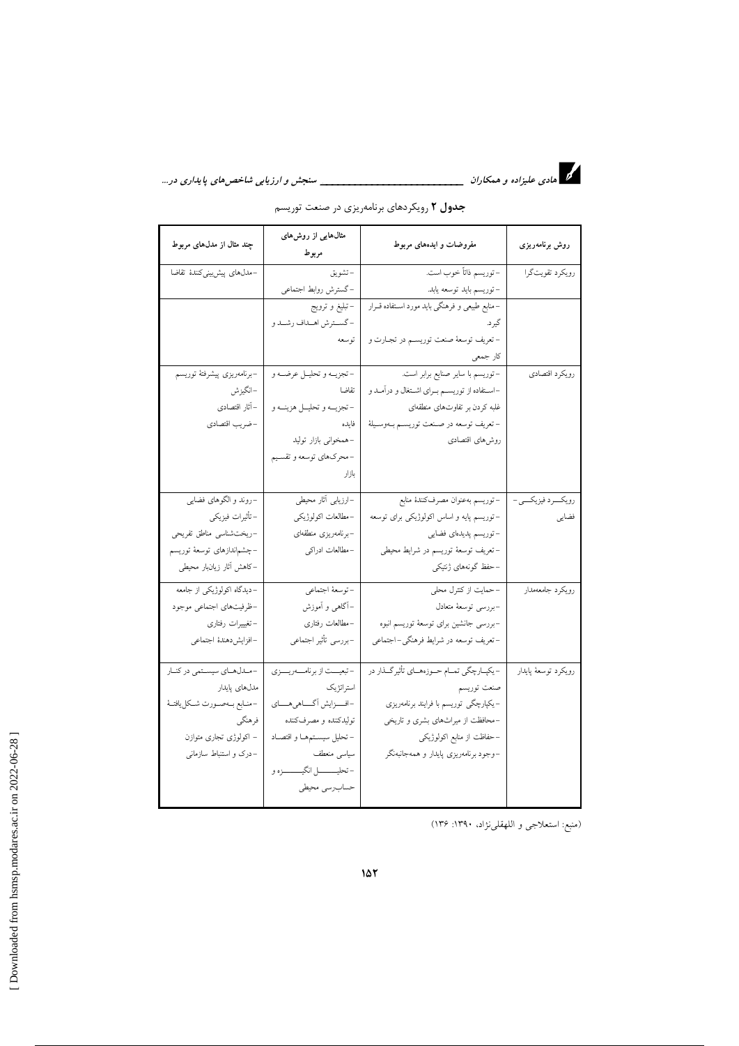**جدول ۲** رویکردهای برنامه‌ریزی در صنعت توریسم

| روش برنامه‌ریزی | مفروضات و ایده‌های مربوط | مثال‌هایی از روش‌های مربوط | چند مثال از مدل‌های مربوط |
| --- | --- | --- | --- |
| رویکرد تقویت‌گرا | - توریسم ذاتاً خوب است.<br>- توریسم باید توسعه یابد.<br>- منابع طبیعی و فرهنگی باید مورد استفاده قرار گیرد.<br>- تعریف توسعهٔ صنعت توریسم در تجارت و کار جمعی | - تشویق<br>- گسترش روابط اجتماعی<br>- تبلیغ و ترویج<br>- گسترش اهداف رشد و توسعه | - مدل‌های پیش‌بینی‌کنندهٔ تقاضا |
| رویکرد اقتصادی | - توریسم با سایر صنایع برابر است.<br>- استفاده از توریسم برای اشتغال و درآمد و غلبه کردن بر تفاوت‌های منطقه‌ای<br>- تعریف توسعه در صنعت توریسم به‌وسیلهٔ روش‌های اقتصادی | - تجزیه و تحلیل عرضه و تقاضا<br>- تجزیه و تحلیل هزینه و فایده<br>- همخوانی بازار تولید<br>- محرک‌های توسعه و تقسیم بازار | - برنامه‌ریزی پیشرفتهٔ توریسم<br>- انگیزش<br>- آثار اقتصادی<br>- ضریب اقتصادی |
| رویکرد فیزیکی - فضایی | - توریسم به‌عنوان مصرف‌کنندهٔ منابع<br>- توریسم پایه و اساس اکولوژیکی برای توسعه<br>- توریسم پدیده‌ای فضایی<br>- تعریف توسعهٔ توریسم در شرایط محیطی<br>- حفظ گونه‌های ژنتیکی | - ارزیابی آثار محیطی<br>- مطالعات اکولوژیکی<br>- برنامه‌ریزی منطقه‌ای<br>- مطالعات ادراکی | - روند و الگوهای فضایی<br>- تأثیرات فیزیکی<br>- ریخت‌شناسی مناطق تفریحی<br>- چشم‌اندازهای توسعهٔ توریسم<br>- کاهش آثار زیانبار محیطی |
| رویکرد جامعه‌مدار | - حمایت از کنترل محلی<br>- بررسی توسعهٔ متعادل<br>- بررسی جانشین برای توسعهٔ توریسم انبوه<br>- تعریف توسعه در شرایط فرهنگی - اجتماعی | - توسعهٔ اجتماعی<br>- آگاهی و آموزش<br>- مطالعات رفتاری<br>- بررسی تأثیر اجتماعی | - دیدگاه اکولوژیکی از جامعه<br>- ظرفیت‌های اجتماعی موجود<br>- تغییرات رفتاری<br>- افزایش‌دهندهٔ اجتماعی |
| رویکرد توسعهٔ پایدار | - یکپارچگی تمام حوزه‌های تأثیرگذار در صنعت توریسم<br>- یکپارچگی توریسم با فرایند برنامه‌ریزی<br>- محافظت از میراث‌های بشری و تاریخی<br>- حفاظت از منابع اکولوژیکی<br>- وجود برنامه‌ریزی پایدار و همه‌جانبه‌نگر | - تبعیت از برنامه‌ریزی استراتژیک<br>- افزایش آگاهی‌های تولیدکننده و مصرف‌کننده<br>- تحلیل سیستم‌ها و اقتصاد سیاسی منعطف<br>- تحلیل انگیزه و حسابرسی محیطی | - مدل‌های سیستمی در کنار مدل‌های پایدار<br>- منابع به‌صورت شکل‌یافتهٔ فرهنگی<br>- اکولوژی تجاری متوازن<br>- درک و استنباط سازمانی |

(منبع: استعلاجی و اللهقلی‌نژاد، ۱۳۹۰: ۱۳۶)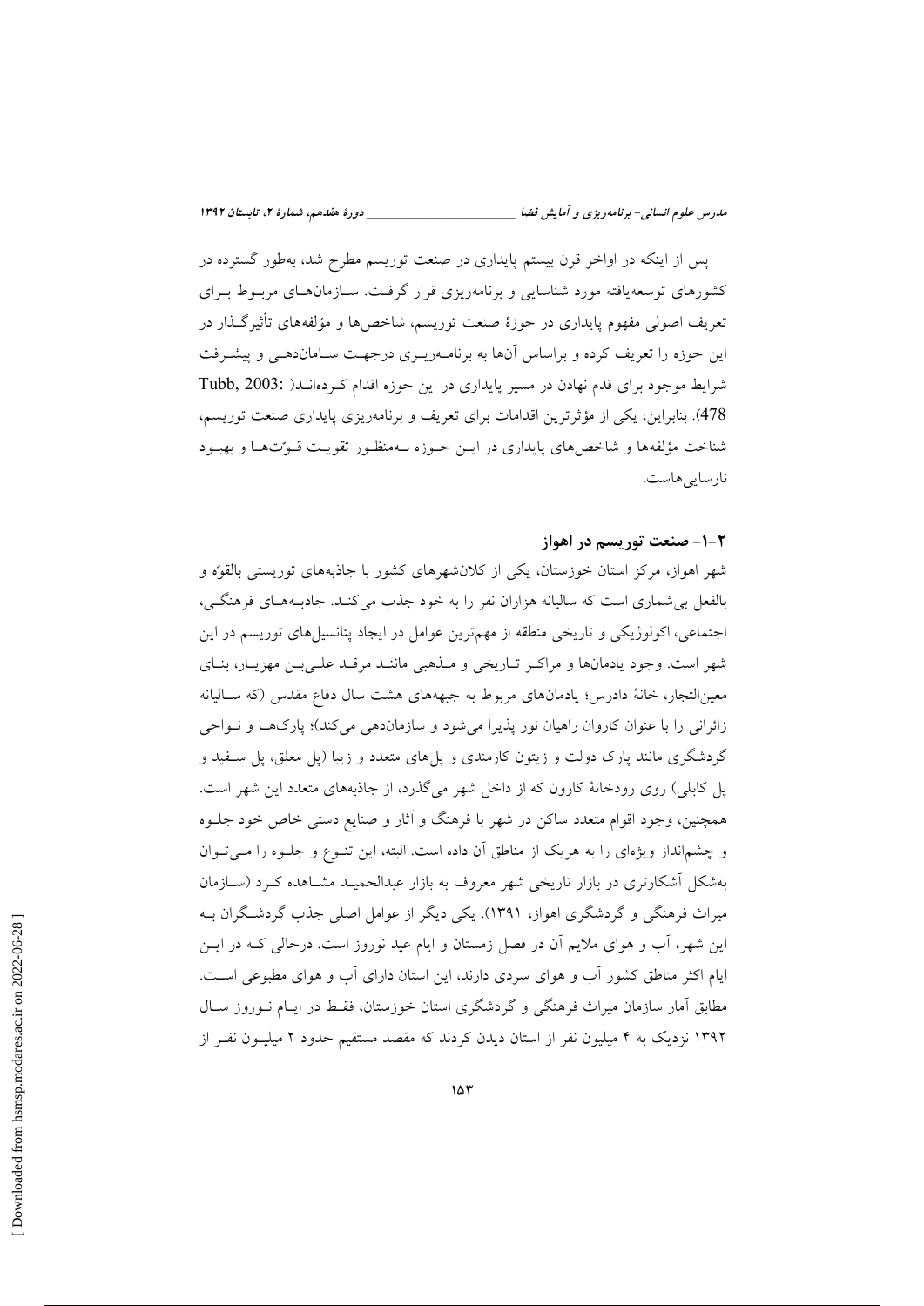پس از اینکه در اواخر قرن بیستم پایداری در صنعت توریسم مطرح شد، به‌طور گسترده در کشورهای توسعه‌یافته مورد شناسایی و برنامه‌ریزی قرار گرفت. سازمان‌های مربوط برای تعریف اصولی مفهوم پایداری در حوزهٔ صنعت توریسم، شاخص‌ها و مؤلفه‌های تأثیرگذار در این حوزه را تعریف کرده و براساس آن‌ها به برنامه‌ریزی درجهت سازمان‌دهی و پیشرفت شرایط موجود برای قدم نهادن در مسیر پایداری در این حوزه اقدام کرده‌اند( Tubb, 2003: 478). بنابراین، یکی از مؤثرترین اقدامات برای تعریف و برنامه‌ریزی پایداری صنعت توریسم، شناخت مؤلفه‌ها و شاخص‌های پایداری در این حوزه به‌منظور تقویت قوّت‌ها و بهبود نارسایی‌هاست.

### ۲-۱- صنعت توریسم در اهواز

شهر اهواز، مرکز استان خوزستان، یکی از کلان‌شهرهای کشور با جاذبه‌های توریستی بالقوّه و بالفعل بی‌شماری است که سالیانه هزاران نفر را به خود جذب می‌کند. جاذبه‌های فرهنگی، اجتماعی، اکولوژیکی و تاریخی منطقه از مهم‌ترین عوامل در ایجاد پتانسیل‌های توریسم در این شهر است. وجود یادمان‌ها و مراکز تاریخی و مذهبی مانند مرقد علی‌بن مهزیار، بنای معین‌التجار، خانهٔ دادرس؛ یادمان‌های مربوط به جبهه‌های هشت سال دفاع مقدس (که سالیانه زائرانی را با عنوان کاروان راهیان نور پذیرا می‌شود و سازمان‌دهی می‌کند)؛ پارک‌ها و نواحی گردشگری مانند پارک دولت و زیتون کارمندی و پل‌های متعدد و زیبا (پل معلق، پل سفید و پل کابلی) روی رودخانهٔ کارون که از داخل شهر می‌گذرد، از جاذبه‌های متعدد این شهر است. همچنین، وجود اقوام متعدد ساکن در شهر با فرهنگ و آثار و صنایع دستی خاص خود جلوه و چشم‌انداز ویژه‌ای را به هریک از مناطق آن داده است. البته، این تنوع و جلوه را می‌توان به‌شکل آشکارتری در بازار تاریخی شهر معروف به بازار عبدالحمید مشاهده کرد (سازمان میراث فرهنگی و گردشگری اهواز، ۱۳۹۱). یکی دیگر از عوامل اصلی جذب گردشگران به این شهر، آب و هوای ملایم آن در فصل زمستان و ایام عید نوروز است. درحالی که در این ایام اکثر مناطق کشور آب و هوای سردی دارند، این استان دارای آب و هوای مطبوعی است. مطابق آمار سازمان میراث فرهنگی و گردشگری استان خوزستان، فقط در ایام نوروز سال ۱۳۹۲ نزدیک به ۴ میلیون نفر از استان دیدن کردند که مقصد مستقیم حدود ۲ میلیون نفر از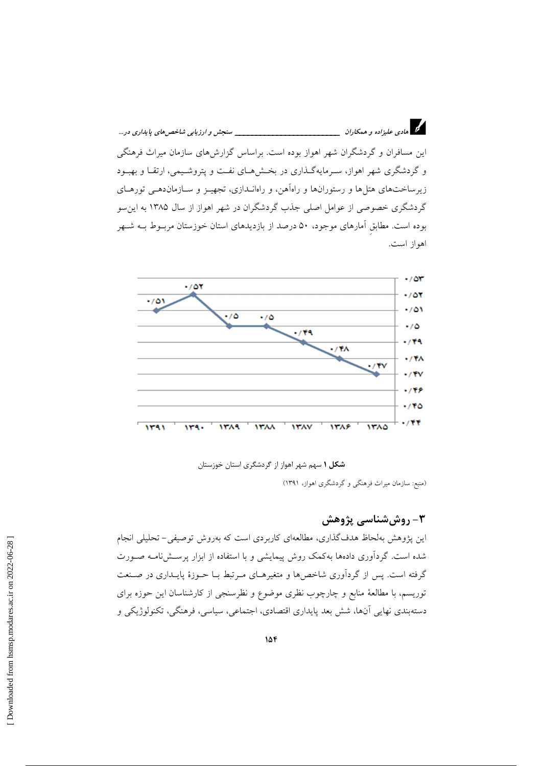این مسافران و گردشگران شهر اهواز بوده است. براساس گزارش‌های سازمان میراث فرهنگی و گردشگری شهر اهواز، سرمایه‌گذاری در بخش‌های نفت و پتروشیمی، ارتقا و بهبود زیرساخت‌های هتل‌ها و رستوران‌ها و راه‌آهن، و راه‌اندازی، تجهیز و سازماندهی تورهای گردشگری خصوصی از عوامل اصلی جذب گردشگران در شهر اهواز از سال ۱۳۸۵ به این‌سو بوده است. مطابقِ آمارهای موجود، ۵۰ درصد از بازدیدهای استان خوزستان مربوط به شهر اهواز است.

| سال | ۱۳۸۵ | ۱۳۸۶ | ۱۳۸۷ | ۱۳۸۸ | ۱۳۸۹ | ۱۳۹۰ | ۱۳۹۱ |
|---|---|---|---|---|---|---|---|
| سهم | ۰/۴۷ | ۰/۴۸ | ۰/۴۹ | ۰/۵ | ۰/۵ | ۰/۵۲ | ۰/۵۱ |

**شکل ۱** سهم شهر اهواز از گردشگری استان خوزستان

(منبع: سازمان میراث فرهنگی و گردشگری اهواز، ۱۳۹۱)

## ۳- روش‌شناسی پژوهش

این پژوهش به‌لحاظ هدف‌گذاری، مطالعه‌ای کاربردی است که به‌روش توصیفی- تحلیلی انجام شده است. گردآوری داده‌ها به‌کمک روش پیمایشی و با استفاده از ابزار پرسش‌نامه صورت گرفته است. پس از گردآوری شاخص‌ها و متغیرهای مرتبط با حوزهٔ پایداری در صنعت توریسم، با مطالعهٔ منابع و چارچوب نظری موضوع و نظرسنجی از کارشناسان این حوزه برای دسته‌بندی نهایی آن‌ها، شش بعد پایداری اقتصادی، اجتماعی، سیاسی، فرهنگی، تکنولوژیکی و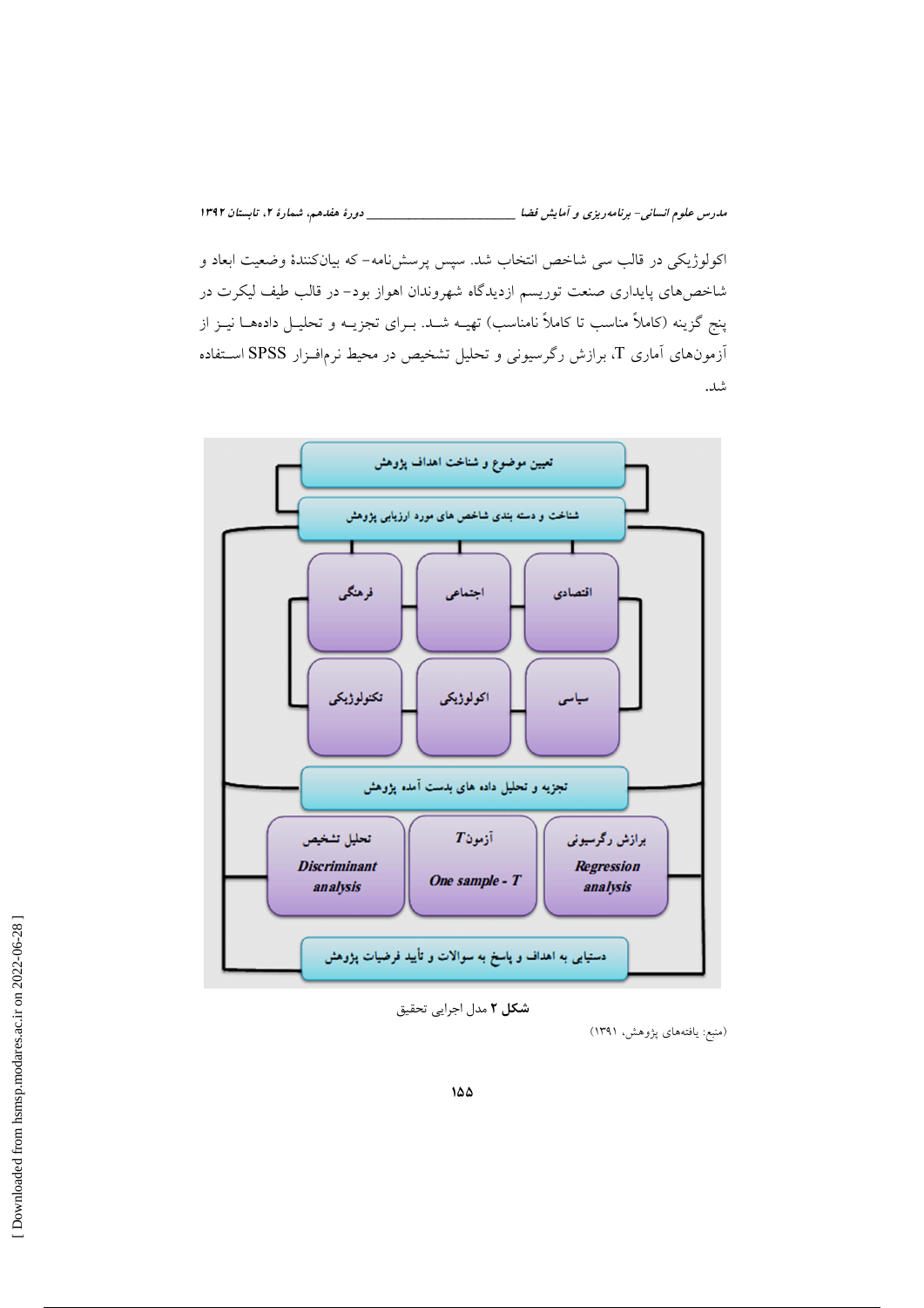اکولوژیکی در قالب سی شاخص انتخاب شد. سپس پرسش‌نامه- که بیان‌کنندهٔ وضعیت ابعاد و شاخص‌های پایداری صنعت توریسم ازدیدگاه شهروندان اهواز بود- در قالب طیف لیکرت در پنج گزینه (کاملاً مناسب تا کاملاً نامناسب) تهیه شد. برای تجزیه و تحلیل داده‌ها نیز از آزمون‌های آماری T، برازش رگرسیونی و تحلیل تشخیص در محیط نرم‌افزار SPSS استفاده شد.

تعیین موضوع و شناخت اهداف پژوهش

شناخت و دسته بندی شاخص های مورد ارزیابی پژوهش

اقتصادی | اجتماعی | فرهنگی

سیاسی | اکولوژیکی | تکنولوژیکی

تجزیه و تحلیل داده های بدست آمده پژوهش

برازش رگرسیونی *Regression analysis* | آزمون T *One sample - T* | تحلیل تشخیص *Discriminant analysis*

دستیابی به اهداف و پاسخ به سوالات و تأیید فرضیات پژوهش

**شکل ۲** مدل اجرایی تحقیق

(منبع: یافته‌های پژوهش، ۱۳۹۱)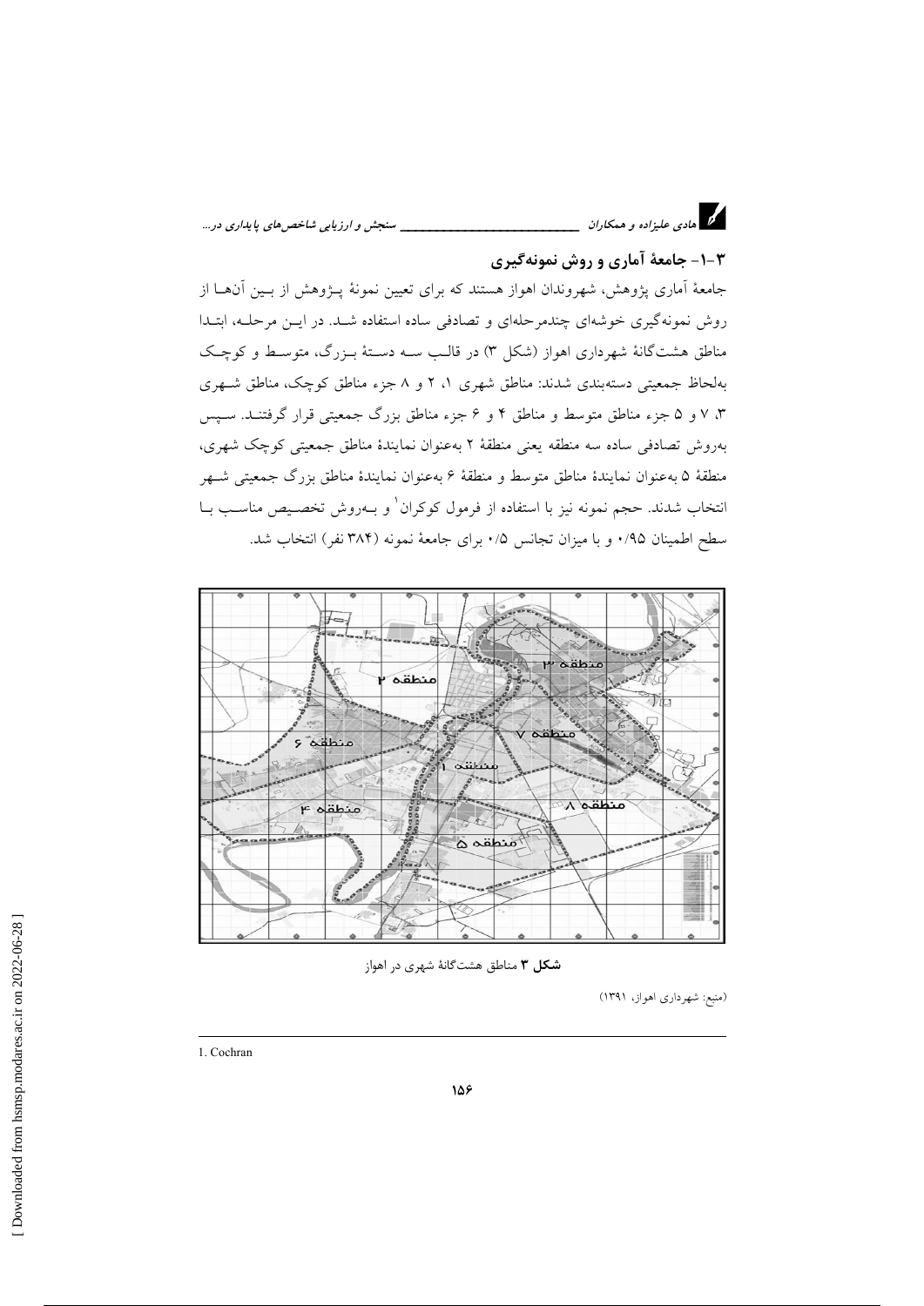### ۳-۱- جامعهٔ آماری و روش نمونه‌گیری

جامعهٔ آماری پژوهش، شهروندان اهواز هستند که برای تعیین نمونهٔ پـژوهش از بـین آن‌هـا از روش نمونه‌گیری خوشه‌ای چندمرحله‌ای و تصادفی ساده استفاده شـد. در ایـن مرحلـه، ابتـدا مناطق هشت‌گانهٔ شهرداری اهواز (شکل ۳) در قالـب سـه دسـتهٔ بـزرگ، متوسـط و کوچـک به‌لحاظ جمعیتی دسته‌بندی شدند: مناطق شهری ۱، ۲ و ۸ جزء مناطق کوچک، مناطق شـهری ۳، ۷ و ۵ جزء مناطق متوسط و مناطق ۴ و ۶ جزء مناطق بزرگ جمعیتی قرار گرفتنـد. سـپس به‌روش تصادفی ساده سه منطقه یعنی منطقهٔ ۲ به‌عنوان نمایندهٔ مناطق جمعیتی کوچک شهری، منطقهٔ ۵ به‌عنوان نمایندهٔ مناطق متوسط و منطقهٔ ۶ به‌عنوان نمایندهٔ مناطق بزرگ جمعیتی شـهر انتخاب شدند. حجم نمونه نیز با استفاده از فرمول کوکران[1] و بـه‌روش تخصـیص مناسـب بـا سطح اطمینان ۰/۹۵ و با میزان تجانس ۰/۵ برای جامعهٔ نمونه (۳۸۴ نفر) انتخاب شد.

**شکل ۳** مناطق هشت‌گانهٔ شهری در اهواز

(منبع: شهرداری اهواز، ۱۳۹۱)

---

1. Cochran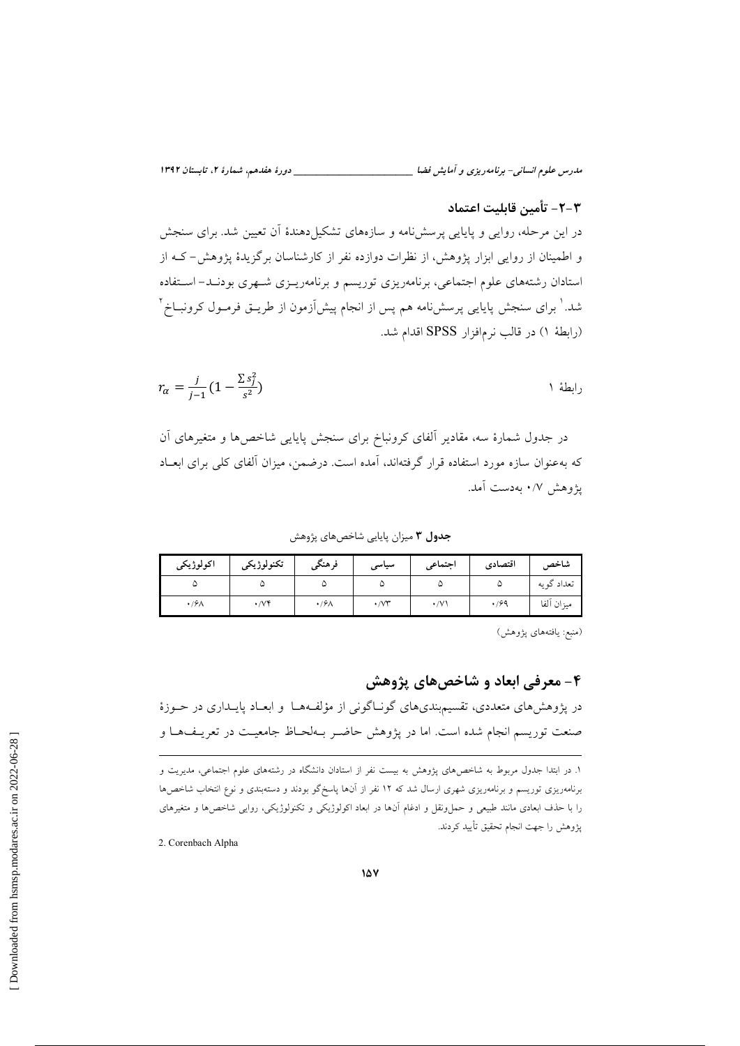### ۳-۲- تأمین قابلیت اعتماد

در این مرحله، روایی و پایایی پرسش‌نامه و سازه‌های تشکیل‌دهندهٔ آن تعیین شد. برای سنجش و اطمینان از روایی ابزار پژوهش، از نظرات دوازده نفر از کارشناسان برگزیدهٔ پژوهش- که از استادان رشته‌های علوم اجتماعی، برنامه‌ریزی توریسم و برنامه‌ریزی شهری بودند- استفاده شد.[1] برای سنجش پایایی پرسش‌نامه هم پس از انجام پیش‌آزمون از طریق فرمول کرونباخ[2] (رابطهٔ ۱) در قالب نرم‌افزار SPSS اقدام شد.

$$r_\alpha = \frac{j}{j-1}\left(1 - \frac{\sum s_j^2}{s^2}\right)$$ رابطهٔ ۱

در جدول شمارهٔ سه، مقادیر آلفای کرونباخ برای سنجش پایایی شاخص‌ها و متغیرهای آن که به‌عنوان سازه مورد استفاده قرار گرفته‌اند، آمده است. درضمن، میزان آلفای کلی برای ابعاد پژوهش ۰/۷ به‌دست آمد.

**جدول ۳** میزان پایایی شاخص‌های پژوهش

| شاخص | اقتصادی | اجتماعی | سیاسی | فرهنگی | تکنولوژیکی | اکولوژیکی |
|---|---|---|---|---|---|---|
| تعداد گویه | ۵ | ۵ | ۵ | ۵ | ۵ | ۵ |
| میزان آلفا | ۰/۶۹ | ۰/۷۱ | ۰/۷۳ | ۰/۶۸ | ۰/۷۴ | ۰/۶۸ |

(منبع: یافته‌های پژوهش)

## ۴- معرفی ابعاد و شاخص‌های پژوهش

در پژوهش‌های متعددی، تقسیم‌بندی‌های گوناگونی از مؤلفه‌ها و ابعاد پایداری در حوزهٔ صنعت توریسم انجام شده است. اما در پژوهش حاضر به‌لحاظ جامعیت در تعریف‌ها و

---

۱. در ابتدا جدول مربوط به شاخص‌های پژوهش به بیست نفر از استادان دانشگاه در رشته‌های علوم اجتماعی، مدیریت و برنامه‌ریزی توریسم و برنامه‌ریزی شهری ارسال شد که ۱۲ نفر از آن‌ها پاسخ‌گو بودند و دسته‌بندی و نوع انتخاب شاخص‌ها را با حذف ابعادی مانند طبیعی و حمل‌ونقل و ادغام آن‌ها در ابعاد اکولوژیکی و تکنولوژیکی، روایی شاخص‌ها و متغیرهای پژوهش را جهت انجام تحقیق تأیید کردند.

2. Corenbach Alpha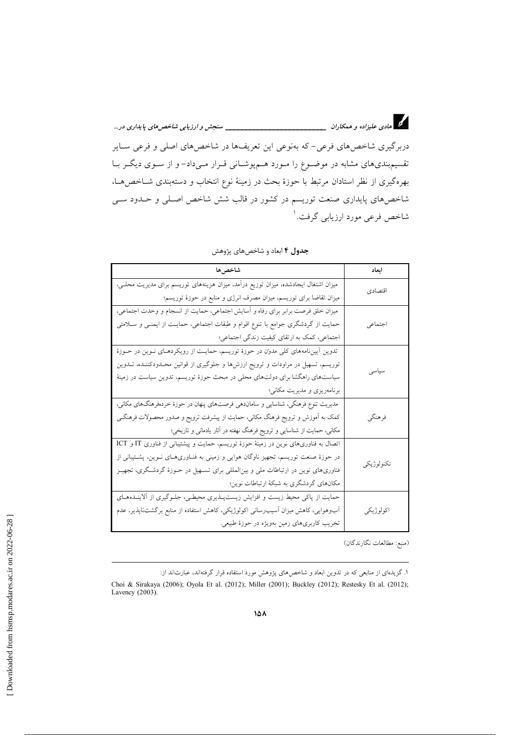دربرگیری شاخص‌های فرعی- که به‌نوعی این تعریف‌ها در شاخص‌های اصلی و فرعی سایر تقسیم‌بندی‌های مشابه در موضوع را مورد هم‌پوشانی قرار می‌داد- و از سوی دیگر با بهره‌گیری از نظر استادان مرتبط با حوزهٔ بحث در زمینهٔ نوع انتخاب و دسته‌بندی شاخص‌ها، شاخص‌های پایداری صنعت توریسم در کشور در قالب شش شاخص اصلی و حدود سی شاخص فرعی مورد ارزیابی گرفت.[1]

**جدول ۴** ابعاد و شاخص‌های پژوهش

| ابعاد | شاخص‌ها |
| --- | --- |
| اقتصادی | میزان اشتغال ایجادشده، میزان توزیع درآمد، میزان هزینه‌های توریسم برای مدیریت محلی، میزان تقاضا برای توریسم، میزان مصرف انرژی و منابع در حوزهٔ توریسم؛ |
| اجتماعی | میزان خلق فرصت برابر برای رفاه و آسایش اجتماعی، حمایت از انسجام و وحدت اجتماعی، حمایت از گردشگری جوامع با تنوع اقوام و طبقات اجتماعی، حمایت از ایمنی و سلامتی اجتماعی، کمک به ارتقای کیفیت زندگی اجتماعی؛ |
| سیاسی | تدوین آیین‌نامه‌های کلی مدوّن در حوزهٔ توریسم، حمایت از رویکردهای نوین در حوزهٔ توریسم، تسهیل در مراودات و ترویج ارزش‌ها و جلوگیری از قوانین محدودکننده، تدوین سیاست‌های راهگشا برای دولت‌های محلی در مبحث حوزهٔ توریسم، تدوین سیاست در زمینهٔ برنامه‌ریزی و مدیریت مکانی؛ |
| فرهنگی | مدیریت تنوع فرهنگی، شناسایی و سامان‌دهی فرصت‌های پنهان در حوزهٔ خرده‌فرهنگ‌های مکانی، کمک به آموزش و ترویج فرهنگ مکانی، حمایت از پیشرفت ترویج و صدور محصولات فرهنگی مکانی، حمایت از شناسایی و ترویج فرهنگ نهفته در آثار یادمانی و تاریخی؛ |
| تکنولوژیکی | اتصال به فناوری‌های نوین در زمینهٔ حوزهٔ توریسم، حمایت و پشتیبانی از فناوری IT و ICT در حوزهٔ صنعت توریسم، تجهیز ناوگان هوایی و زمینی به فناوری‌های نوین، پشتیبانی از فناوری‌های نوین در ارتباطات ملی و بین‌المللی برای تسهیل در حوزهٔ گردشگری، تجهیز مکان‌های گردشگری به شبکهٔ ارتباطات نوین؛ |
| اکولوژیکی | حمایت از پاکی محیط زیست و افزایش زیست‌پذیری محیطی، جلوگیری از آلاینده‌های آب‌وهوایی، کاهش میزان آسیب‌رسانی اکولوژیکی، کاهش استفاده از منابع برگشت‌ناپذیر، عدم تخریب کاربری‌های زمین به‌ویژه در حوزهٔ طبیعی. |

(منبع: مطالعات نگارندگان)

---

[1] گزیده‌ای از منابعی که در تدوین ابعاد و شاخص‌های پژوهش مورد استفاده قرار گرفته‌اند، عبارت‌اند از:

Choi & Sirakaya (2006); Oyola Et al. (2012); Miller (2001); Buckley (2012); Restesky Et al. (2012); Lavency (2003).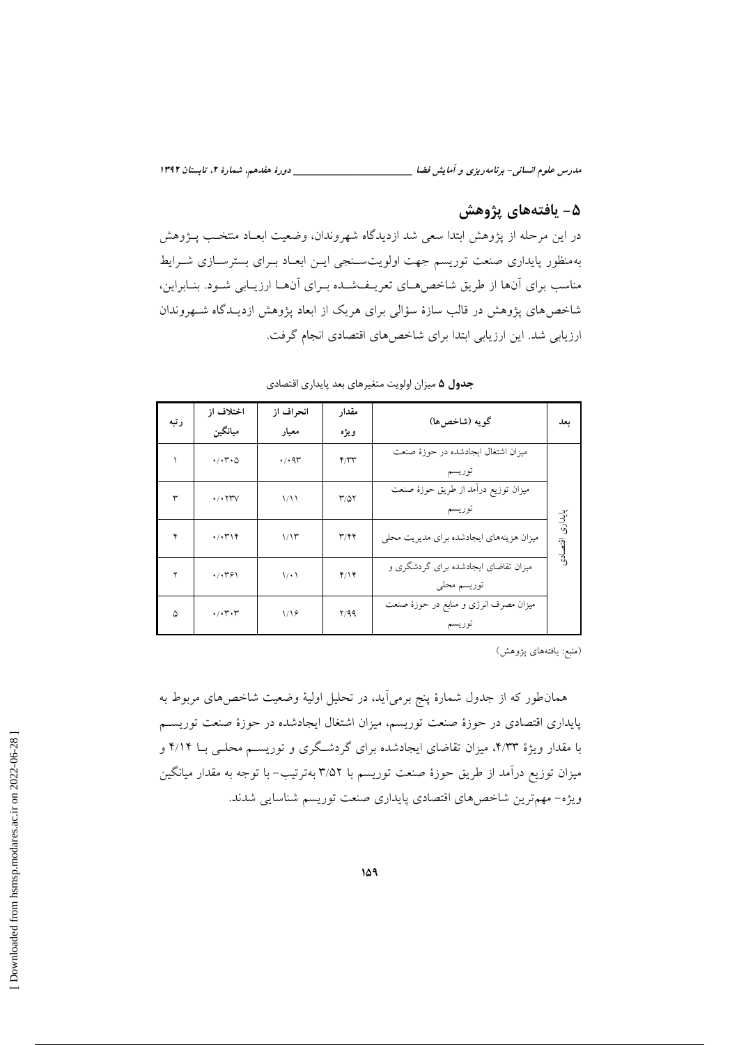## ۵- یافته‌های پژوهش

در این مرحله از پژوهش ابتدا سعی شد ازدیدگاه شهروندان، وضعیت ابعـاد منتخـب پـژوهش به‌منظور پایداری صنعت توریسم جهت اولویت‌سـنجی ایـن ابعـاد بـرای بسترسـازی شـرایط مناسب برای آن‌ها از طریق شاخص‌هـای تعریـف‌شـده بـرای آن‌هـا ارزیـابی شـود. بنـابراین، شاخص‌های پژوهش در قالب سازهٔ سؤالی برای هریک از ابعاد پژوهش ازدیـدگاه شـهروندان ارزیابی شد. این ارزیابی ابتدا برای شاخص‌های اقتصادی انجام گرفت.

**جدول ۵** میزان اولویت متغیرهای بعد پایداری اقتصادی

| بعد | گویه (شاخص‌ها) | مقدار ویژه | انحراف از معیار | اختلاف از میانگین | رتبه |
|---|---|---|---|---|---|
| پایداری اقتصادی | میزان اشتغال ایجادشده در حوزهٔ صنعت توریسم | ۴/۳۳ | ۰/۰۹۳ | ۰/۰۳۰۵ | ۱ |
| | میزان توزیع درآمد از طریق حوزهٔ صنعت توریسم | ۳/۵۲ | ۱/۱۱ | ۰/۰۲۳۷ | ۳ |
| | میزان هزینه‌های ایجادشده برای مدیریت محلی | ۳/۴۴ | ۱/۱۳ | ۰/۰۳۱۴ | ۴ |
| | میزان تقاضای ایجادشده برای گردشگری و توریسم محلی | ۴/۱۴ | ۱/۰۱ | ۰/۰۳۶۱ | ۲ |
| | میزان مصرف انرژی و منابع در حوزهٔ صنعت توریسم | ۲/۹۹ | ۱/۱۶ | ۰/۰۳۰۳ | ۵ |

(منبع: یافته‌های پژوهش)

همان‌طور که از جدول شمارهٔ پنج برمی‌آید، در تحلیل اولیهٔ وضعیت شاخص‌های مربوط به پایداری اقتصادی در حوزهٔ صنعت توریسم، میزان اشتغال ایجادشده در حوزهٔ صنعت توریسـم با مقدار ویژهٔ ۴/۳۳، میزان تقاضای ایجادشده برای گردشـگری و توریسـم محلـی بـا ۴/۱۴ و میزان توزیع درآمد از طریق حوزهٔ صنعت توریسم با ۳/۵۲ به‌ترتیب- با توجه به مقدار میانگین ویژه- مهم‌ترین شاخص‌های اقتصادی پایداری صنعت توریسم شناسایی شدند.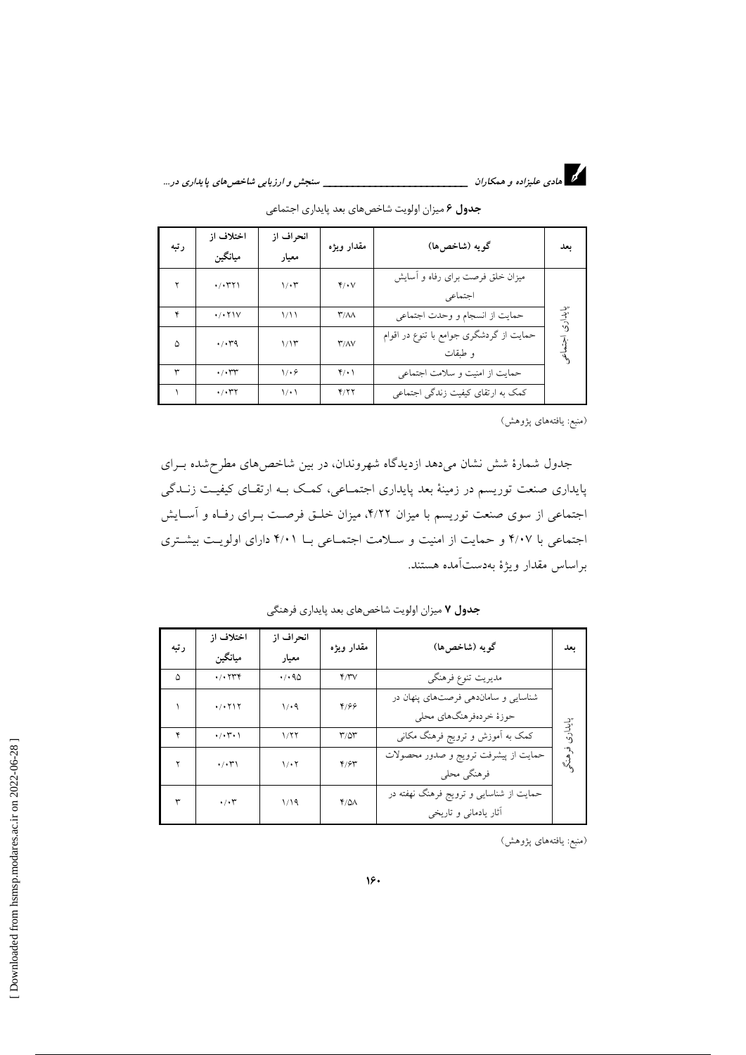**جدول ۶** میزان اولویت شاخص‌های بعد پایداری اجتماعی

| بعد | گویه (شاخص‌ها) | مقدار ویژه | انحراف از معیار | اختلاف از میانگین | رتبه |
|---|---|---|---|---|---|
| پایداری اجتماعی | میزان خلق فرصت برای رفاه و آسایش اجتماعی | ۴/۰۷ | ۱/۰۳ | ۰/۰۳۲۱ | ۲ |
| | حمایت از انسجام و وحدت اجتماعی | ۳/۸۸ | ۱/۱۱ | ۰/۰۲۱۷ | ۴ |
| | حمایت از گردشگری جوامع با تنوع در اقوام و طبقات | ۳/۸۷ | ۱/۱۳ | ۰/۰۳۹ | ۵ |
| | حمایت از امنیت و سلامت اجتماعی | ۴/۰۱ | ۱/۰۶ | ۰/۰۳۳ | ۳ |
| | کمک به ارتقای کیفیت زندگی اجتماعی | ۴/۲۲ | ۱/۰۱ | ۰/۰۳۲ | ۱ |

(منبع: یافته‌های پژوهش)

جدول شمارهٔ شش نشان می‌دهد ازدیدگاه شهروندان، در بین شاخص‌های مطرح‌شده برای پایداری صنعت توریسم در زمینهٔ بعد پایداری اجتماعی، کمک به ارتقای کیفیت زندگی اجتماعی از سوی صنعت توریسم با میزان ۴/۲۲، میزان خلق فرصت برای رفاه و آسایش اجتماعی با ۴/۰۷ و حمایت از امنیت و سلامت اجتماعی با ۴/۰۱ دارای اولویت بیشتری براساس مقدار ویژهٔ به‌دست‌آمده هستند.

**جدول ۷** میزان اولویت شاخص‌های بعد پایداری فرهنگی

| بعد | گویه (شاخص‌ها) | مقدار ویژه | انحراف از معیار | اختلاف از میانگین | رتبه |
|---|---|---|---|---|---|
| پایداری فرهنگی | مدیریت تنوع فرهنگی | ۴/۳۷ | ۰/۰۹۵ | ۰/۰۲۳۴ | ۵ |
| | شناسایی و ساماندهی فرصت‌های پنهان در حوزهٔ خرده‌فرهنگ‌های محلی | ۴/۶۶ | ۱/۰۹ | ۰/۰۲۱۲ | ۱ |
| | کمک به آموزش و ترویج فرهنگ مکانی | ۳/۵۳ | ۱/۲۲ | ۰/۰۳۰۱ | ۴ |
| | حمایت از پیشرفت ترویج و صدور محصولات فرهنگی محلی | ۴/۶۳ | ۱/۰۲ | ۰/۰۳۱ | ۲ |
| | حمایت از شناسایی و ترویج فرهنگ نهفته در آثار یادمانی و تاریخی | ۴/۵۸ | ۱/۱۹ | ۰/۰۳ | ۳ |

(منبع: یافته‌های پژوهش)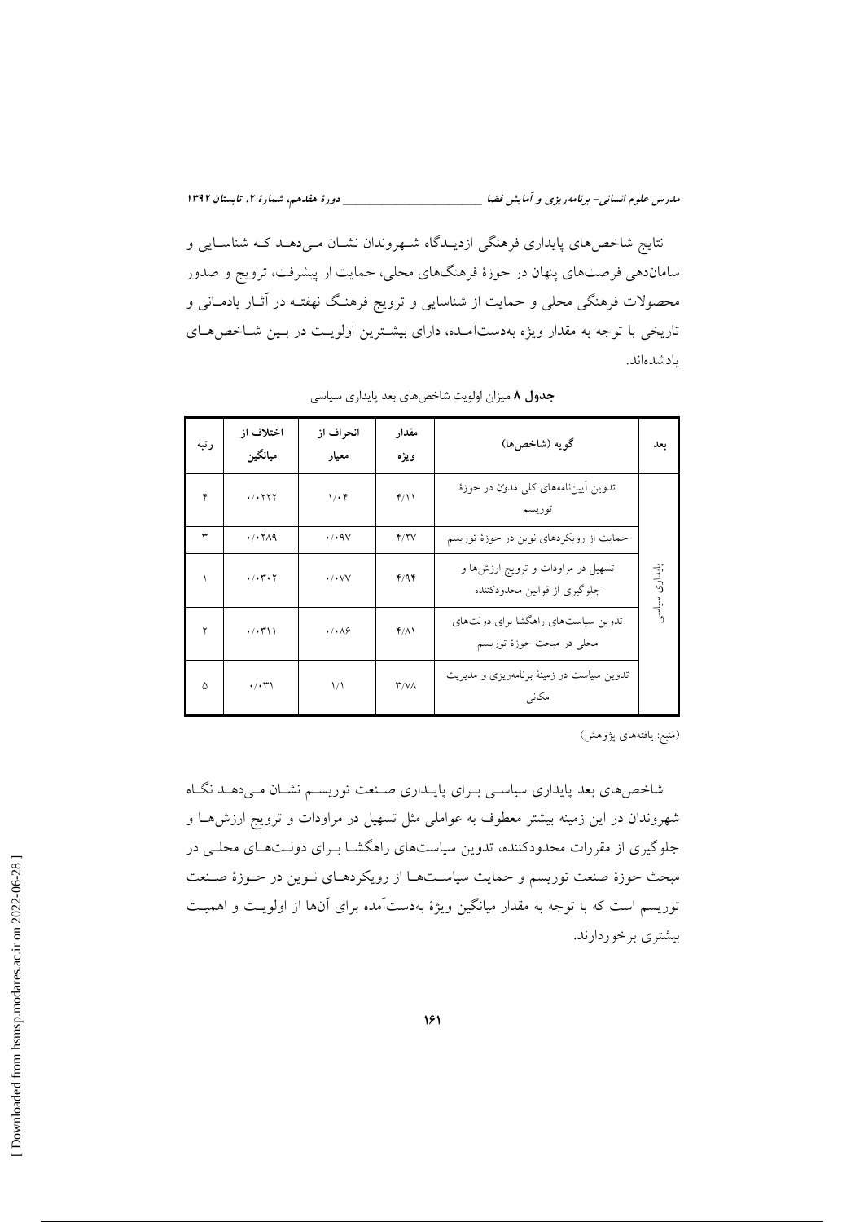نتایج شاخص‌های پایداری فرهنگی ازدیدگاه شهروندان نشان می‌دهد که شناسایی و سامان‌دهی فرصت‌های پنهان در حوزهٔ فرهنگ‌های محلی، حمایت از پیشرفت، ترویج و صدور محصولات فرهنگی محلی و حمایت از شناسایی و ترویج فرهنگ نهفته در آثار یادمانی و تاریخی با توجه به مقدار ویژه به‌دست‌آمده، دارای بیشترین اولویت در بین شاخص‌های یادشده‌اند.

**جدول ۸** میزان اولویت شاخص‌های بعد پایداری سیاسی

| بعد | گویه (شاخص‌ها) | مقدار ویژه | انحراف از معیار | اختلاف از میانگین | رتبه |
|---|---|---|---|---|---|
| پایداری سیاسی | تدوین آیین‌نامه‌های کلی مدوّن در حوزهٔ توریسم | ۴/۱۱ | ۱/۰۴ | ۰/۰۲۲۲ | ۴ |
| | حمایت از رویکردهای نوین در حوزهٔ توریسم | ۴/۲۷ | ۰/۰۹۷ | ۰/۰۲۸۹ | ۳ |
| | تسهیل در مراودات و ترویج ارزش‌ها و جلوگیری از قوانین محدودکننده | ۴/۹۴ | ۰/۰۷۷ | ۰/۰۳۰۲ | ۱ |
| | تدوین سیاست‌های راهگشا برای دولت‌های محلی در مبحث حوزهٔ توریسم | ۴/۸۱ | ۰/۰۸۶ | ۰/۰۳۱۱ | ۲ |
| | تدوین سیاست در زمینهٔ برنامه‌ریزی و مدیریت مکانی | ۳/۷۸ | ۱/۱ | ۰/۰۳۱ | ۵ |

(منبع: یافته‌های پژوهش)

شاخص‌های بعد پایداری سیاسی برای پایداری صنعت توریسم نشان می‌دهد نگاه شهروندان در این زمینه بیشتر معطوف به عواملی مثل تسهیل در مراودات و ترویج ارزش‌ها و جلوگیری از مقررات محدودکننده، تدوین سیاست‌های راهگشا برای دولت‌های محلی در مبحث حوزهٔ صنعت توریسم و حمایت سیاست‌ها از رویکردهای نوین در حوزهٔ صنعت توریسم است که با توجه به مقدار میانگین ویژهٔ به‌دست‌آمده برای آن‌ها از اولویت و اهمیت بیشتری برخوردارند.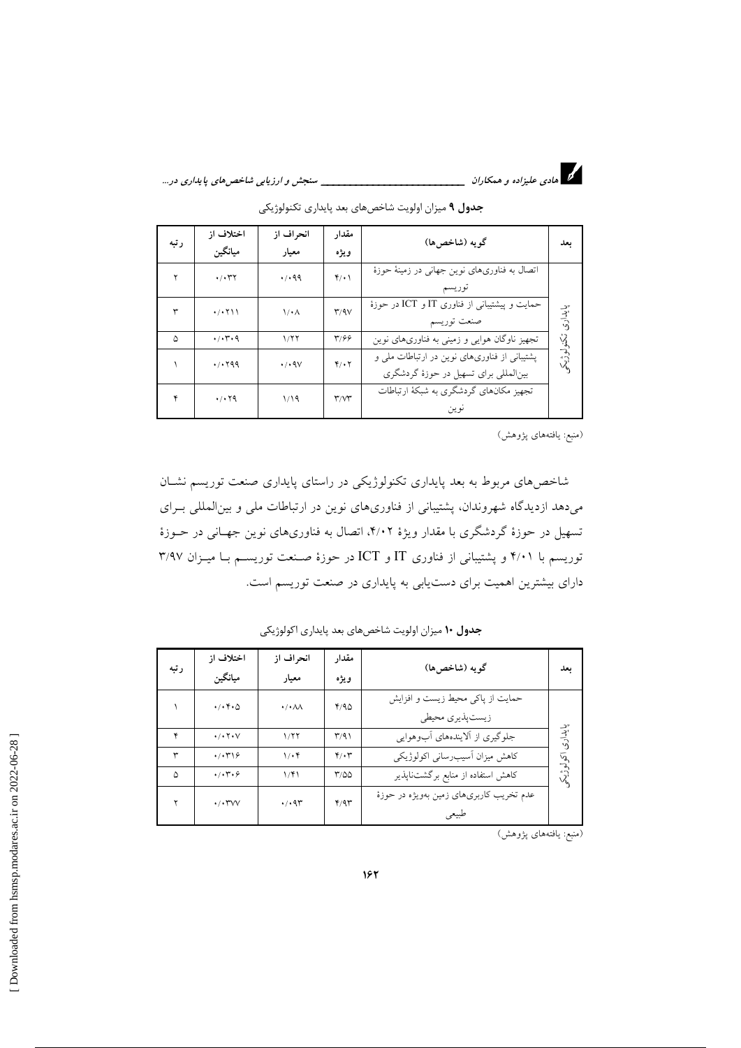**جدول ۹** میزان اولویت شاخص‌های بعد پایداری تکنولوژیکی

| بعد | گویه (شاخص‌ها) | مقدار ویژه | انحراف از معیار | اختلاف از میانگین | رتبه |
|---|---|---|---|---|---|
| پایداری تکنولوژیکی | اتصال به فناوری‌های نوین جهانی در زمینهٔ حوزهٔ توریسم | ۴/۰۱ | ۰/۰۹۹ | ۰/۰۳۲ | ۲ |
| | حمایت و پشتیبانی از فناوری IT و ICT در حوزهٔ صنعت توریسم | ۳/۹۷ | ۱/۰۸ | ۰/۰۲۱۱ | ۳ |
| | تجهیز ناوگان هوایی و زمینی به فناوری‌های نوین | ۳/۶۶ | ۱/۲۲ | ۰/۰۳۰۹ | ۵ |
| | پشتیبانی از فناوری‌های نوین در ارتباطات ملی و بین‌المللی برای تسهیل در حوزهٔ گردشگری | ۴/۰۲ | ۰/۰۹۷ | ۰/۰۲۹۹ | ۱ |
| | تجهیز مکان‌های گردشگری به شبکهٔ ارتباطات نوین | ۳/۷۳ | ۱/۱۹ | ۰/۰۲۹ | ۴ |

(منبع: یافته‌های پژوهش)

شاخص‌های مربوط به بعد پایداری تکنولوژیکی در راستای پایداری صنعت توریسم نشان می‌دهد ازدیدگاه شهروندان، پشتیبانی از فناوری‌های نوین در ارتباطات ملی و بین‌المللی برای تسهیل در حوزهٔ گردشگری با مقدار ویژهٔ ۴/۰۲، اتصال به فناوری‌های نوین جهانی در حوزهٔ توریسم با ۴/۰۱ و پشتیبانی از فناوری IT و ICT در حوزهٔ صنعت توریسم با میزان ۳/۹۷ دارای بیشترین اهمیت برای دست‌یابی به پایداری در صنعت توریسم است.

**جدول ۱۰** میزان اولویت شاخص‌های بعد پایداری اکولوژیکی

| بعد | گویه (شاخص‌ها) | مقدار ویژه | انحراف از معیار | اختلاف از میانگین | رتبه |
|---|---|---|---|---|---|
| پایداری اکولوژیکی | حمایت از پاکی محیط زیست و افزایش زیست‌پذیری محیطی | ۴/۹۵ | ۰/۰۸۸ | ۰/۰۴۰۵ | ۱ |
| | جلوگیری از آلاینده‌های آب‌وهوایی | ۳/۹۱ | ۱/۲۲ | ۰/۰۲۰۷ | ۴ |
| | کاهش میزان آسیب‌رسانی اکولوژیکی | ۴/۰۳ | ۱/۰۴ | ۰/۰۳۱۶ | ۳ |
| | کاهش استفاده از منابع برگشت‌ناپذیر | ۳/۵۵ | ۱/۴۱ | ۰/۰۳۰۶ | ۵ |
| | عدم تخریب کاربری‌های زمین به‌ویژه در حوزهٔ طبیعی | ۴/۹۳ | ۰/۰۹۳ | ۰/۰۳۷۷ | ۲ |

(منبع: یافته‌های پژوهش)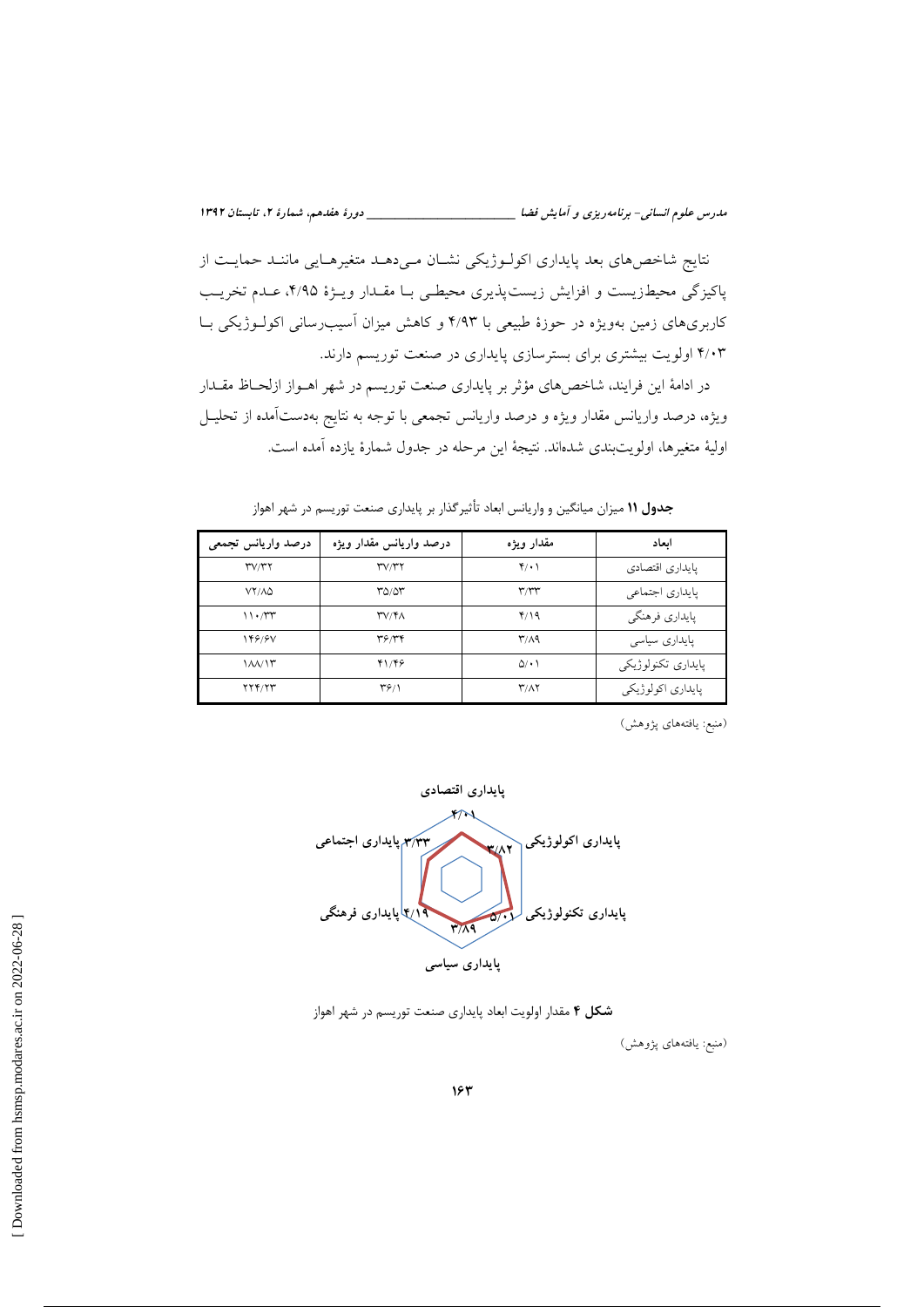نتایج شاخص‌های بعد پایداری اکولوژیکی نشان می‌دهد متغیرهایی مانند حمایت از پاکیزگی محیط‌زیست و افزایش زیست‌پذیری محیطی با مقدار ویژهٔ ۴/۹۵، عدم تخریب کاربری‌های زمین به‌ویژه در حوزهٔ طبیعی با ۴/۹۳ و کاهش میزان آسیب‌رسانی اکولوژیکی با ۴/۰۳ اولویت بیشتری برای بسترسازی پایداری در صنعت توریسم دارند.

در ادامهٔ این فرایند، شاخص‌های مؤثر بر پایداری صنعت توریسم در شهر اهواز ازلحاظ مقدار ویژه، درصد واریانس مقدار ویژه و درصد واریانس تجمعی با توجه به نتایج به‌دست‌آمده از تحلیل اولیهٔ متغیرها، اولویت‌بندی شده‌اند. نتیجهٔ این مرحله در جدول شمارهٔ یازده آمده است.

**جدول ۱۱** میزان میانگین و واریانس ابعاد تأثیرگذار بر پایداری صنعت توریسم در شهر اهواز

| ابعاد | مقدار ویژه | درصد واریانس مقدار ویژه | درصد واریانس تجمعی |
|---|---|---|---|
| پایداری اقتصادی | ۴/۰۱ | ۳۷/۳۲ | ۳۷/۳۲ |
| پایداری اجتماعی | ۳/۳۳ | ۳۵/۵۳ | ۷۲/۸۵ |
| پایداری فرهنگی | ۴/۱۹ | ۳۷/۴۸ | ۱۱۰/۳۳ |
| پایداری سیاسی | ۳/۸۹ | ۳۶/۳۴ | ۱۴۶/۶۷ |
| پایداری تکنولوژیکی | ۵/۰۱ | ۴۱/۴۶ | ۱۸۸/۱۳ |
| پایداری اکولوژیکی | ۳/۸۲ | ۳۶/۱ | ۲۲۴/۲۳ |

(منبع: یافته‌های پژوهش)

**شکل ۴** مقدار اولویت ابعاد پایداری صنعت توریسم در شهر اهواز

(منبع: یافته‌های پژوهش)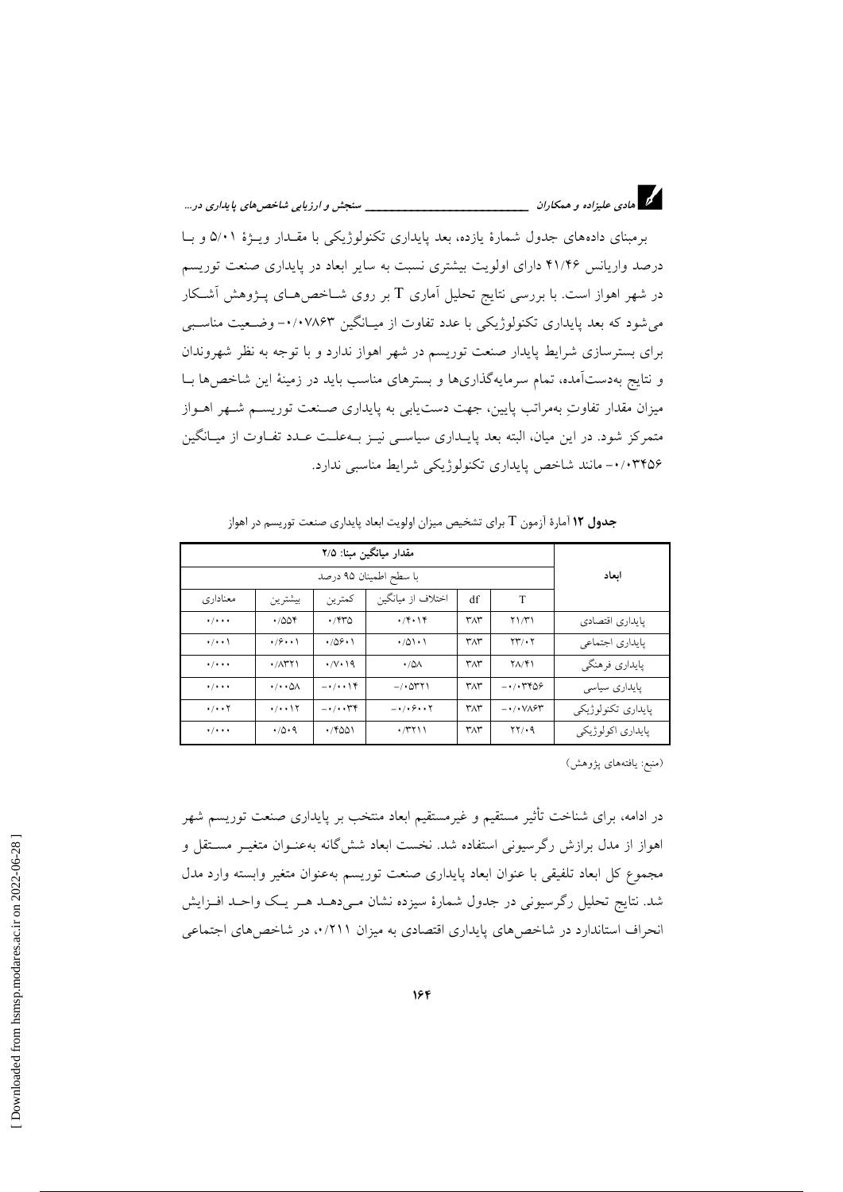برمبنای داده‌های جدول شمارهٔ یازده، بعد پایداری تکنولوژیکی با مقدار ویژهٔ ۵/۰۱ و با درصد واریانس ۴۱/۴۶ دارای اولویت بیشتری نسبت به سایر ابعاد در پایداری صنعت توریسم در شهر اهواز است. با بررسی نتایج تحلیل آماری T بر روی شاخص‌های پژوهش آشکار می‌شود که بعد پایداری تکنولوژیکی با عدد تفاوت از میانگین ۰/۰۷۸۶۳- وضعیت مناسبی برای بسترسازی شرایط پایدار صنعت توریسم در شهر اهواز ندارد و با توجه به نظر شهروندان و نتایج به‌دست‌آمده، تمام سرمایه‌گذاری‌ها و بسترهای مناسب باید در زمینهٔ این شاخص‌ها با میزان مقدار تفاوتِ به‌مراتب پایین، جهت دست‌یابی به پایداری صنعت توریسم شهر اهواز متمرکز شود. در این میان، البته بعد پایداری سیاسی نیز به‌علت عدد تفاوت از میانگین ۰/۰۳۴۵۶- مانند شاخص پایداری تکنولوژیکی شرایط مناسبی ندارد.

**جدول ۱۲** آمارهٔ آزمون T برای تشخیص میزان اولویت ابعاد پایداری صنعت توریسم در اهواز

| ابعاد | مقدار میانگین مبنا: ۲/۵ | | | | | |
|---|---|---|---|---|---|---|
| | با سطح اطمینان ۹۵ درصد | | | | | |
| | T | df | اختلاف از میانگین | کمترین | بیشترین | معناداری |
| پایداری اقتصادی | ۲۱/۳۱ | ۳۸۳ | ۰/۴۰۱۴ | ۰/۴۳۵ | ۰/۵۵۴ | ۰/۰۰۰ |
| پایداری اجتماعی | ۲۳/۰۲ | ۳۸۳ | ۰/۵۱۰۱ | ۰/۵۶۰۱ | ۰/۶۰۰۱ | ۰/۰۰۱ |
| پایداری فرهنگی | ۲۸/۴۱ | ۳۸۳ | ۰/۵۸ | ۰/۷۰۱۹ | ۰/۸۳۲۱ | ۰/۰۰۰ |
| پایداری سیاسی | ۰/۰۳۴۵۶- | ۳۸۳ | ۰/۰۵۳۲۱- | ۰/۰۰۱۴- | ۰/۰۰۵۸ | ۰/۰۰۰ |
| پایداری تکنولوژیکی | ۰/۰۷۸۶۳- | ۳۸۳ | ۰/۰۶۰۰۲- | ۰/۰۰۳۴- | ۰/۰۰۱۲ | ۰/۰۰۲ |
| پایداری اکولوژیکی | ۲۲/۰۹ | ۳۸۳ | ۰/۳۲۱۱ | ۰/۴۵۵۱ | ۰/۵۰۹ | ۰/۰۰۰ |

(منبع: یافته‌های پژوهش)

در ادامه، برای شناخت تأثیر مستقیم و غیرمستقیم ابعاد منتخب بر پایداری صنعت توریسم شهر اهواز از مدل برازش رگرسیونی استفاده شد. نخست ابعاد شش‌گانه به‌عنوان متغیر مستقل و مجموع کل ابعاد تلفیقی با عنوان ابعاد پایداری صنعت توریسم به‌عنوان متغیر وابسته وارد مدل شد. نتایج تحلیل رگرسیونی در جدول شمارهٔ سیزده نشان می‌دهد هر یک واحد افزایش انحراف استاندارد در شاخص‌های پایداری اقتصادی به میزان ۰/۲۱۱، در شاخص‌های اجتماعی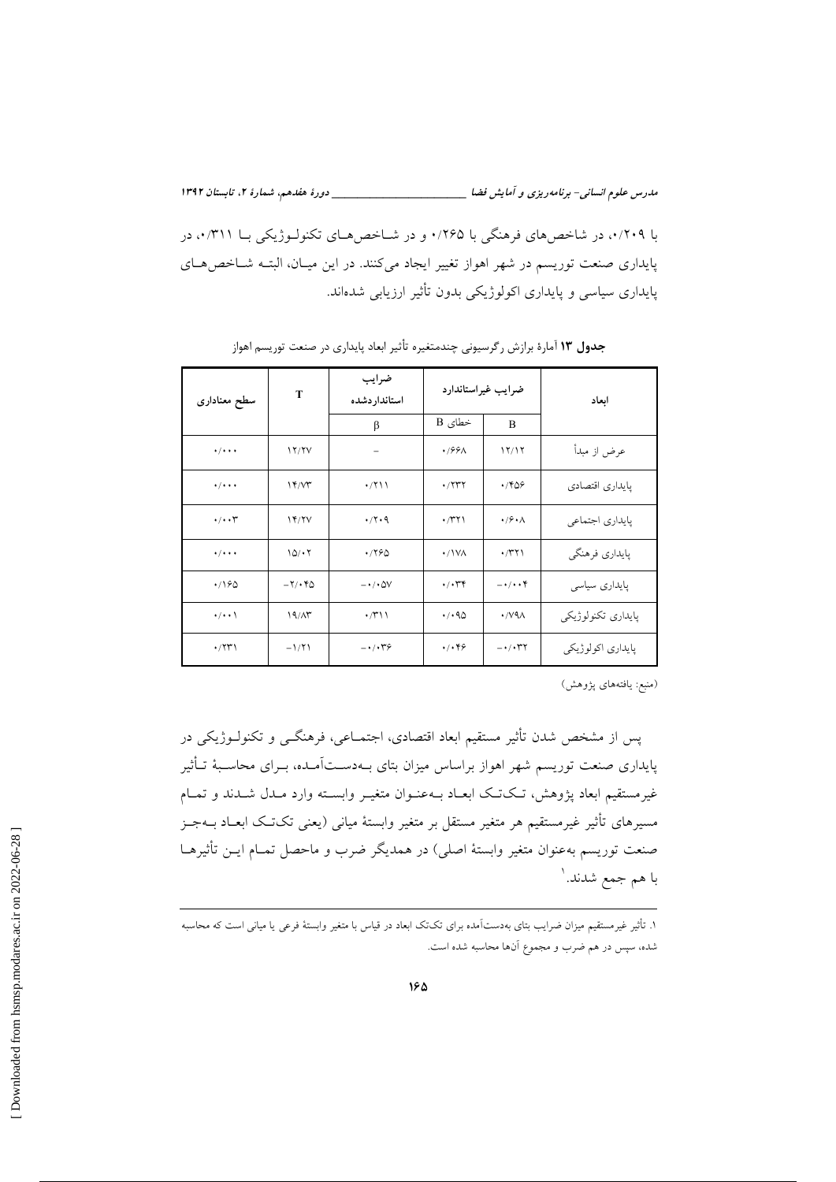با ۰/۲۰۹، در شاخص‌های فرهنگی با ۰/۲۶۵ و در شاخص‌های تکنولوژیکی با ۰/۳۱۱، در پایداری صنعت توریسم در شهر اهواز تغییر ایجاد می‌کنند. در این میان، البته شاخص‌های پایداری سیاسی و پایداری اکولوژیکی بدون تأثیر ارزیابی شده‌اند.

**جدول ۱۳** آمارهٔ برازش رگرسیونی چندمتغیره تأثیر ابعاد پایداری در صنعت توریسم اهواز

| ابعاد | ضرایب غیراستاندارد | | ضرایب استانداردشده | T | سطح معناداری |
|---|---|---|---|---|---|
| | B | خطای B | β | | |
| عرض از مبدأ | ۱۲/۱۲ | ۰/۶۶۸ | – | ۱۲/۲۷ | ۰/۰۰۰ |
| پایداری اقتصادی | ۰/۴۵۶ | ۰/۲۳۲ | ۰/۲۱۱ | ۱۴/۷۳ | ۰/۰۰۰ |
| پایداری اجتماعی | ۰/۶۰۸ | ۰/۳۲۱ | ۰/۲۰۹ | ۱۴/۲۷ | ۰/۰۰۳ |
| پایداری فرهنگی | ۰/۳۲۱ | ۰/۱۷۸ | ۰/۲۶۵ | ۱۵/۰۲ | ۰/۰۰۰ |
| پایداری سیاسی | −۰/۰۰۴ | ۰/۰۳۴ | −۰/۰۵۷ | −۲/۰۴۵ | ۰/۱۶۵ |
| پایداری تکنولوژیکی | ۰/۷۹۸ | ۰/۰۹۵ | ۰/۳۱۱ | ۱۹/۸۳ | ۰/۰۰۱ |
| پایداری اکولوژیکی | −۰/۰۳۲ | ۰/۰۴۶ | −۰/۰۳۶ | −۱/۲۱ | ۰/۲۳۱ |

(منبع: یافته‌های پژوهش)

پس از مشخص شدن تأثیر مستقیم ابعاد اقتصادی، اجتماعی، فرهنگی و تکنولوژیکی در پایداری صنعت توریسم شهر اهواز براساس میزان بتای به‌دست‌آمده، برای محاسبهٔ تأثیر غیرمستقیم ابعاد پژوهش، تک‌تک ابعاد به‌عنوان متغیر وابسته وارد مدل شدند و تمام مسیرهای تأثیر غیرمستقیم هر متغیر مستقل بر متغیر وابستهٔ میانی (یعنی تک‌تک ابعاد به‌جز صنعت توریسم به‌عنوان متغیر وابستهٔ اصلی) در همدیگر ضرب و ماحصل تمام این تأثیرها با هم جمع شدند.[1]

---

۱. تأثیر غیرمستقیم میزان ضرایب بتای به‌دست‌آمده برای تک‌تک ابعاد در قیاس با متغیر وابستهٔ فرعی یا میانی است که محاسبه شده، سپس در هم ضرب و مجموع آن‌ها محاسبه شده است.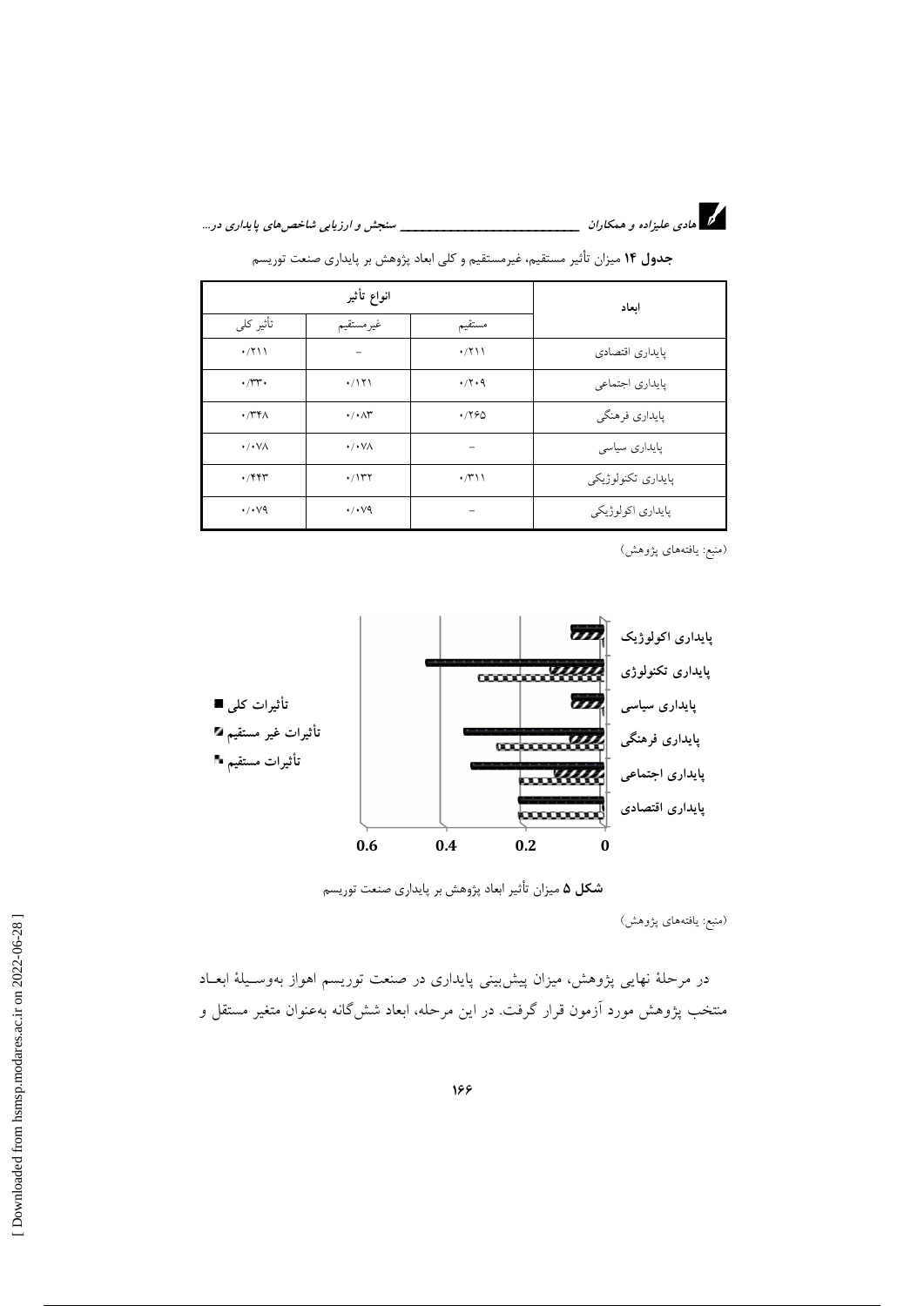**جدول ۱۴** میزان تأثیر مستقیم، غیرمستقیم و کلی ابعاد پژوهش بر پایداری صنعت توریسم

| ابعاد | انواع تأثیر | | |
|---|---|---|---|
| | مستقیم | غیرمستقیم | تأثیر کلی |
| پایداری اقتصادی | ۰/۲۱۱ | – | ۰/۲۱۱ |
| پایداری اجتماعی | ۰/۲۰۹ | ۰/۱۲۱ | ۰/۳۳۰ |
| پایداری فرهنگی | ۰/۲۶۵ | ۰/۰۸۳ | ۰/۳۴۸ |
| پایداری سیاسی | – | ۰/۰۷۸ | ۰/۰۷۸ |
| پایداری تکنولوژیکی | ۰/۳۱۱ | ۰/۱۳۲ | ۰/۴۴۳ |
| پایداری اکولوژیکی | – | ۰/۰۷۹ | ۰/۰۷۹ |

(منبع: یافته‌های پژوهش)

**شکل ۵** میزان تأثیر ابعاد پژوهش بر پایداری صنعت توریسم

(منبع: یافته‌های پژوهش)

در مرحلهٔ نهایی پژوهش، میزان پیش‌بینی پایداری در صنعت توریسم اهواز به‌وسیلهٔ ابعاد منتخب پژوهش مورد آزمون قرار گرفت. در این مرحله، ابعاد شش‌گانه به‌عنوان متغیر مستقل و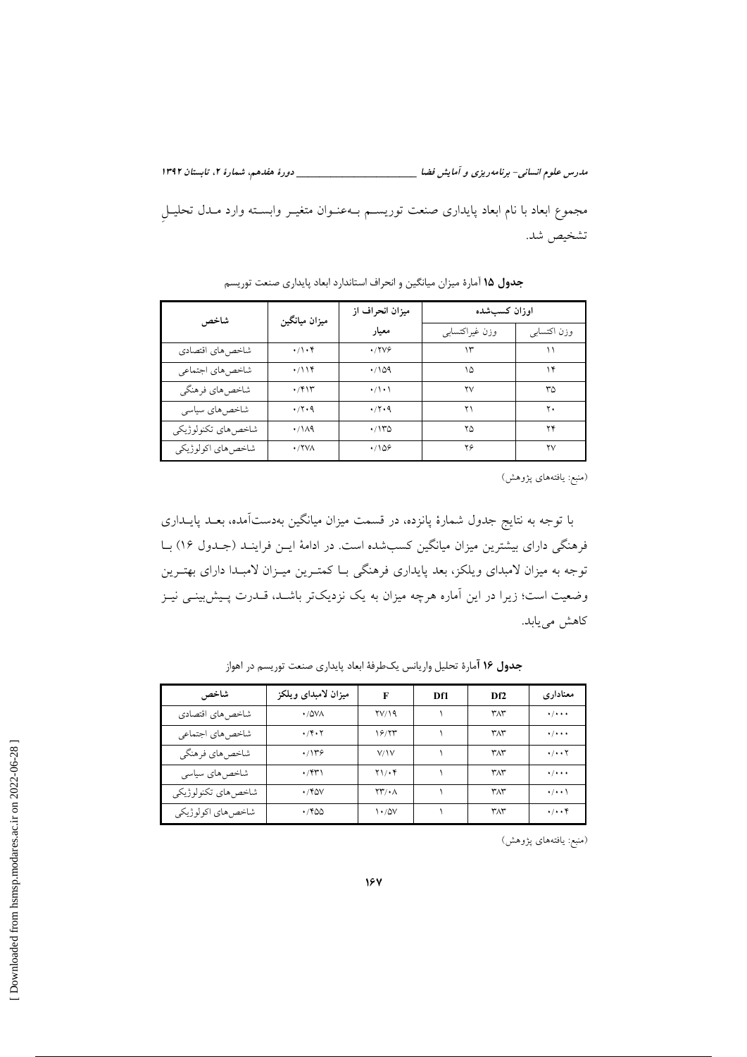مجموع ابعاد با نام ابعاد پایداری صنعت توریسم به‌عنوان متغیر وابسته وارد مدل تحلیلِ تشخیص شد.

**جدول ۱۵** آمارهٔ میزان میانگین و انحراف استاندارد ابعاد پایداری صنعت توریسم

| شاخص | میزان میانگین | میزان انحراف از معیار | اوزان کسب‌شده | |
|---|---|---|---|---|
| | | | وزن غیراکتسابی | وزن اکتسابی |
| شاخص‌های اقتصادی | ۰/۱۰۴ | ۰/۲۷۶ | ۱۳ | ۱۱ |
| شاخص‌های اجتماعی | ۰/۱۱۴ | ۰/۱۵۹ | ۱۵ | ۱۴ |
| شاخص‌های فرهنگی | ۰/۴۱۳ | ۰/۱۰۱ | ۲۷ | ۳۵ |
| شاخص‌های سیاسی | ۰/۲۰۹ | ۰/۲۰۹ | ۲۱ | ۲۰ |
| شاخص‌های تکنولوژیکی | ۰/۱۸۹ | ۰/۱۳۵ | ۲۵ | ۲۴ |
| شاخص‌های اکولوژیکی | ۰/۲۷۸ | ۰/۱۵۶ | ۲۶ | ۲۷ |

(منبع: یافته‌های پژوهش)

با توجه به نتایج جدول شمارهٔ پانزده، در قسمت میزان میانگین به‌دست‌آمده، بعد پایداری فرهنگی دارای بیشترین میزان میانگین کسب‌شده است. در ادامهٔ این فرایند (جدول ۱۶) با توجه به میزان لامبدای ویلکز، بعد پایداری فرهنگی با کمترین میزان لامبدا دارای بهترین وضعیت است؛ زیرا در این آماره هرچه میزان به یک نزدیک‌تر باشد، قدرت پیش‌بینی نیز کاهش می‌یابد.

**جدول ۱۶** آمارهٔ تحلیل واریانس یک‌طرفهٔ ابعاد پایداری صنعت توریسم در اهواز

| شاخص | میزان لامبدای ویلکز | F | Df1 | Df2 | معناداری |
|---|---|---|---|---|---|
| شاخص‌های اقتصادی | ۰/۵۷۸ | ۲۷/۱۹ | ۱ | ۳۸۳ | ۰/۰۰۰ |
| شاخص‌های اجتماعی | ۰/۴۰۲ | ۱۶/۲۳ | ۱ | ۳۸۳ | ۰/۰۰۰ |
| شاخص‌های فرهنگی | ۰/۱۳۶ | ۷/۱۷ | ۱ | ۳۸۳ | ۰/۰۰۲ |
| شاخص‌های سیاسی | ۰/۴۳۱ | ۲۱/۰۴ | ۱ | ۳۸۳ | ۰/۰۰۰ |
| شاخص‌های تکنولوژیکی | ۰/۴۵۷ | ۲۳/۰۸ | ۱ | ۳۸۳ | ۰/۰۰۱ |
| شاخص‌های اکولوژیکی | ۰/۴۵۵ | ۱۰/۵۷ | ۱ | ۳۸۳ | ۰/۰۰۴ |

(منبع: یافته‌های پژوهش)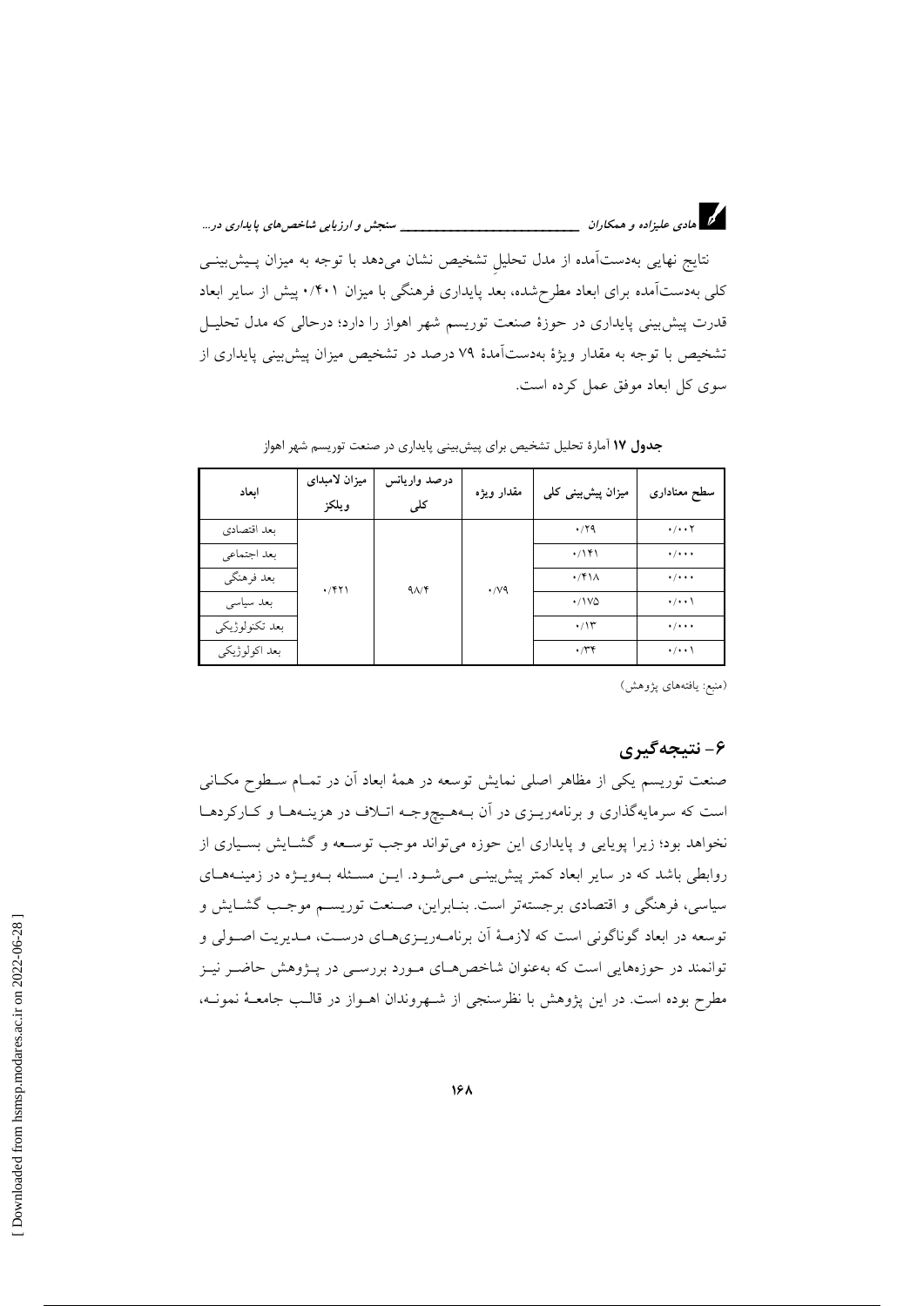نتایج نهایی به‌دست‌آمده از مدل تحلیلِ تشخیص نشان می‌دهد با توجه به میزان پیش‌بینی کلی به‌دست‌آمده برای ابعاد مطرح‌شده، بعد پایداری فرهنگی با میزان ۰/۴۰۱ پیش از سایر ابعاد قدرت پیش‌بینی پایداری در حوزهٔ صنعت توریسم شهر اهواز را دارد؛ درحالی که مدل تحلیل تشخیص با توجه به مقدار ویژهٔ به‌دست‌آمدهٔ ۷۹ درصد در تشخیص میزان پیش‌بینی پایداری از سوی کل ابعاد موفق عمل کرده است.

**جدول ۱۷** آمارهٔ تحلیل تشخیص برای پیش‌بینی پایداری در صنعت توریسم شهر اهواز

| ابعاد | میزان لامبدای ویلکز | درصد واریانس کلی | مقدار ویژه | میزان پیش‌بینی کلی | سطح معناداری |
|---|---|---|---|---|---|
| بعد اقتصادی | ۰/۴۲۱ | ۹۸/۴ | ۰/۷۹ | ۰/۲۹ | ۰/۰۰۲ |
| بعد اجتماعی | | | | ۰/۱۴۱ | ۰/۰۰۰ |
| بعد فرهنگی | | | | ۰/۴۱۸ | ۰/۰۰۰ |
| بعد سیاسی | | | | ۰/۱۷۵ | ۰/۰۰۱ |
| بعد تکنولوژیکی | | | | ۰/۱۳ | ۰/۰۰۰ |
| بعد اکولوژیکی | | | | ۰/۳۴ | ۰/۰۰۱ |

(منبع: یافته‌های پژوهش)

## ۶- نتیجه‌گیری

صنعت توریسم یکی از مظاهر اصلی نمایش توسعه در همهٔ ابعاد آن در تمام سطوح مکانی است که سرمایه‌گذاری و برنامه‌ریزی در آن به‌هیچ‌وجه اتلاف در هزینه‌ها و کارکردها نخواهد بود؛ زیرا پویایی و پایداری این حوزه می‌تواند موجب توسعه و گشایش بسیاری از روابطی باشد که در سایر ابعاد کمتر پیش‌بینی می‌شود. این مسئله به‌ویژه در زمینه‌های سیاسی، فرهنگی و اقتصادی برجسته‌تر است. بنابراین، صنعت توریسم موجب گشایش و توسعه در ابعاد گوناگونی است که لازمهٔ آن برنامه‌ریزی‌های درست، مدیریت اصولی و توانمند در حوزه‌هایی است که به‌عنوان شاخص‌های مورد بررسی در پژوهش حاضر نیز مطرح بوده است. در این پژوهش با نظرسنجی از شهروندان اهواز در قالب جامعهٔ نمونه،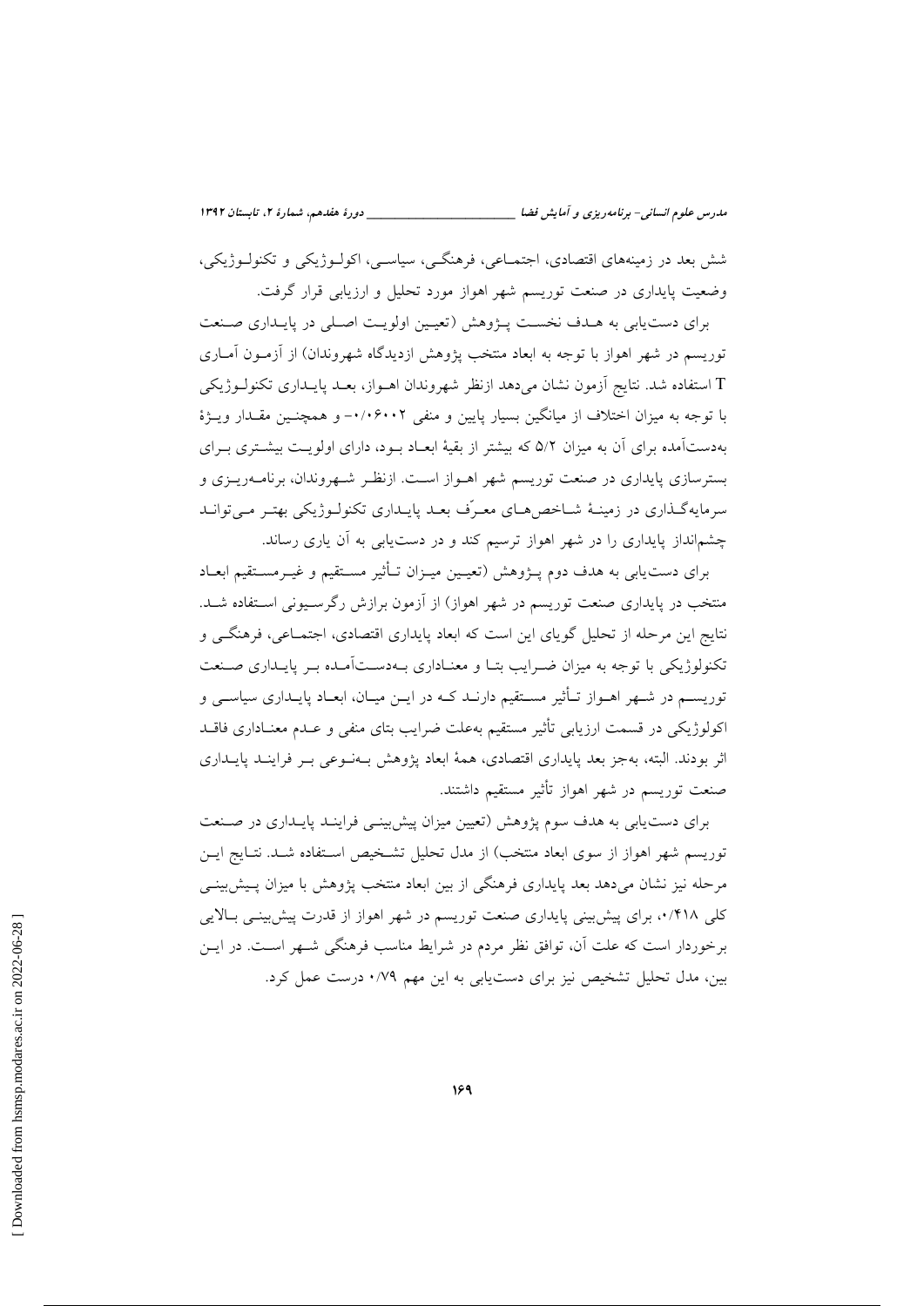شش بعد در زمینه‌های اقتصادی، اجتماعی، فرهنگی، سیاسی، اکولوژیکی و تکنولوژیکی، وضعیت پایداری در صنعت توریسم شهر اهواز مورد تحلیل و ارزیابی قرار گرفت.

برای دست‌یابی به هدف نخست پژوهش (تعیین اولویت اصلی در پایداری صنعت توریسم در شهر اهواز با توجه به ابعاد منتخب پژوهش ازدیدگاه شهروندان) از آزمون آماری T استفاده شد. نتایج آزمون نشان می‌دهد ازنظر شهروندان اهواز، بعد پایداری تکنولوژیکی با توجه به میزان اختلاف از میانگین بسیار پایین و منفی ۰/۰۶۰۰۲- و همچنین مقدار ویژهٔ به‌دست‌آمده برای آن به میزان ۵/۲ که بیشتر از بقیهٔ ابعاد بود، دارای اولویت بیشتری برای بسترسازی پایداری در صنعت توریسم شهر اهواز است. ازنظر شهروندان، برنامه‌ریزی و سرمایه‌گذاری در زمینهٔ شاخص‌های معرّف بعد پایداری تکنولوژیکی بهتر می‌توانند چشم‌انداز پایداری را در شهر اهواز ترسیم کند و در دست‌یابی به آن یاری رساند.

برای دست‌یابی به هدف دوم پژوهش (تعیین میزان تأثیر مستقیم و غیرمستقیم ابعاد منتخب در پایداری صنعت توریسم در شهر اهواز) از آزمون برازش رگرسیونی استفاده شد. نتایج این مرحله از تحلیل گویای این است که ابعاد پایداری اقتصادی، اجتماعی، فرهنگی و تکنولوژیکی با توجه به میزان ضرایب بتا و معناداری به‌دست‌آمده بر پایداری صنعت توریسم در شهر اهواز تأثیر مستقیم دارند که در این میان، ابعاد پایداری سیاسی و اکولوژیکی در قسمت ارزیابی تأثیر مستقیم به‌علت ضرایب بتای منفی و عدم معناداری فاقد اثر بودند. البته، به‌جز بعد پایداری اقتصادی، همهٔ ابعاد پژوهش به‌نوعی بر فرایند پایداری صنعت توریسم در شهر اهواز تأثیر مستقیم داشتند.

برای دست‌یابی به هدف سوم پژوهش (تعیین میزان پیش‌بینی فرایند پایداری در صنعت توریسم شهر اهواز از سوی ابعاد منتخب) از مدل تحلیل تشخیص استفاده شد. نتایج این مرحله نیز نشان می‌دهد بعد پایداری فرهنگی از بین ابعاد منتخب پژوهش با میزان پیش‌بینی کلی ۰/۴۱۸، برای پیش‌بینی پایداری صنعت توریسم در شهر اهواز از قدرت پیش‌بینی بالایی برخوردار است که علت آن، توافق نظر مردم در شرایط مناسب فرهنگی شهر است. در این بین، مدل تحلیل تشخیص نیز برای دست‌یابی به این مهم ۰/۷۹ درست عمل کرد.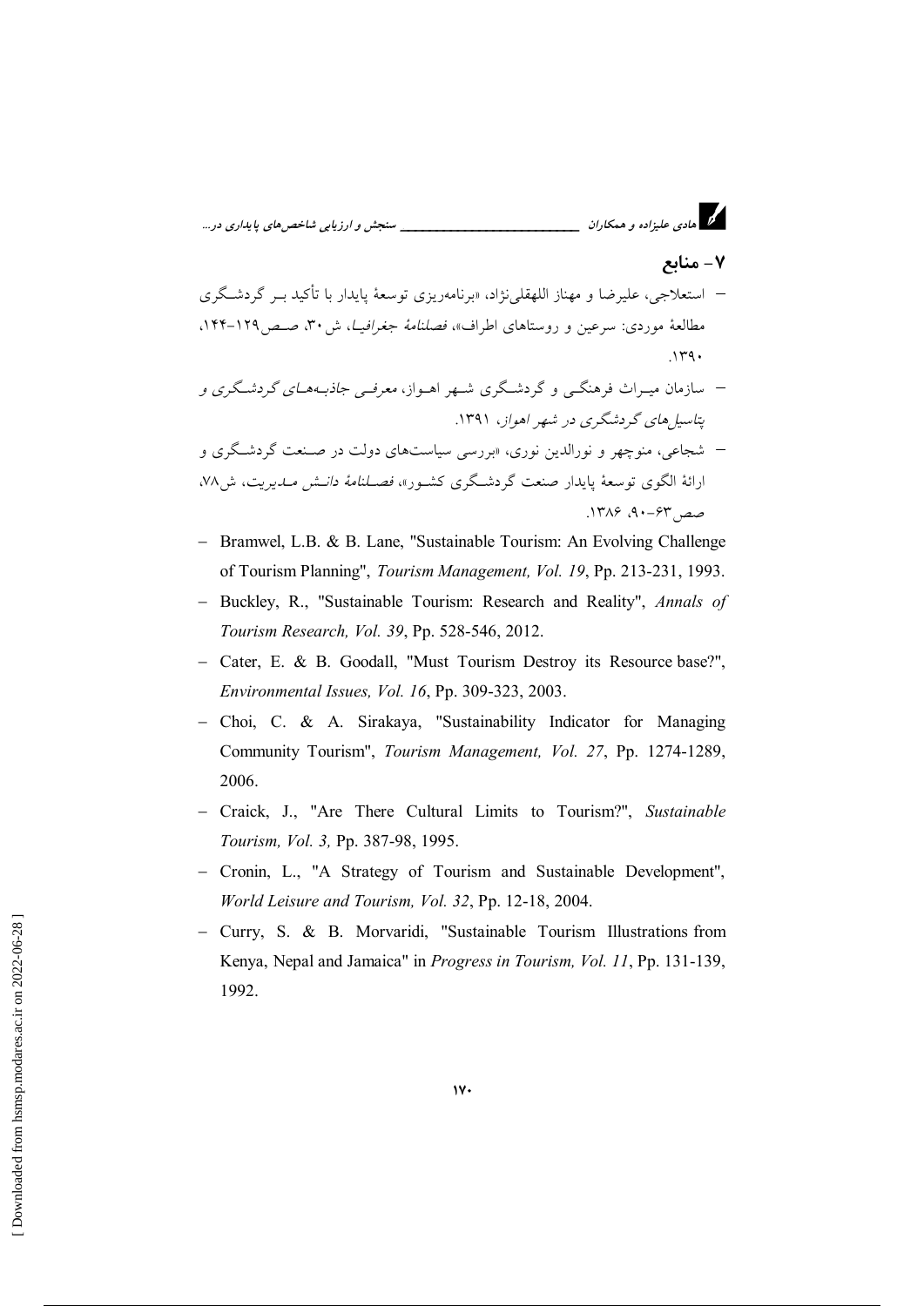## ۷- منابع

- استعلاجی، علیرضا و مهناز اللهقلی‌نژاد، «برنامه‌ریزی توسعهٔ پایدار با تأکید بر گردشگری مطالعهٔ موردی: سرعین و روستاهای اطراف»، *فصلنامهٔ جغرافیا*، ش۳۰، صص۱۲۹-۱۴۴، ۱۳۹۰.
- سازمان میراث فرهنگی و گردشگری شهر اهواز، *معرفی جاذبه‌های گردشگری و پتاسیل‌های گردشگری در شهر اهواز*، ۱۳۹۱.
- شجاعی، منوچهر و نورالدین نوری، «بررسی سیاست‌های دولت در صنعت گردشگری و ارائهٔ الگوی توسعهٔ پایدار صنعت گردشگری کشور»، *فصلنامهٔ دانش مدیریت*، ش۷۸، صص۶۳-۹۰، ۱۳۸۶.
- Bramwel, L.B. & B. Lane, "Sustainable Tourism: An Evolving Challenge of Tourism Planning", *Tourism Management, Vol. 19*, Pp. 213-231, 1993.
- Buckley, R., "Sustainable Tourism: Research and Reality", *Annals of Tourism Research, Vol. 39*, Pp. 528-546, 2012.
- Cater, E. & B. Goodall, "Must Tourism Destroy its Resource base?", *Environmental Issues, Vol. 16*, Pp. 309-323, 2003.
- Choi, C. & A. Sirakaya, "Sustainability Indicator for Managing Community Tourism", *Tourism Management, Vol. 27*, Pp. 1274-1289, 2006.
- Craick, J., "Are There Cultural Limits to Tourism?", *Sustainable Tourism, Vol. 3,* Pp. 387-98, 1995.
- Cronin, L., "A Strategy of Tourism and Sustainable Development", *World Leisure and Tourism, Vol. 32*, Pp. 12-18, 2004.
- Curry, S. & B. Morvaridi, "Sustainable Tourism Illustrations from Kenya, Nepal and Jamaica" in *Progress in Tourism, Vol. 11*, Pp. 131-139, 1992.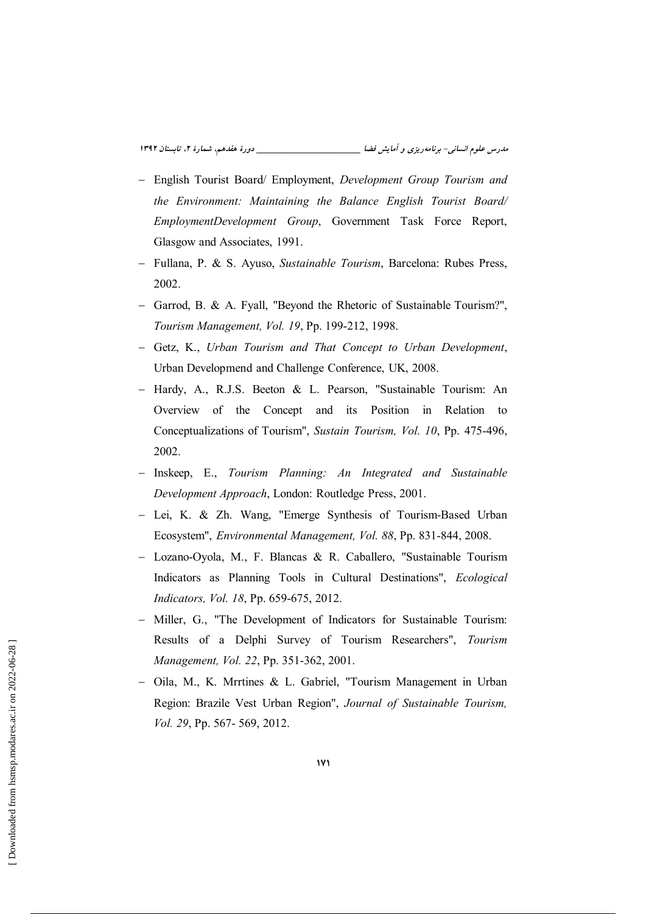- English Tourist Board/ Employment, *Development Group Tourism and the Environment: Maintaining the Balance English Tourist Board/ EmploymentDevelopment Group*, Government Task Force Report, Glasgow and Associates, 1991.
- Fullana, P. & S. Ayuso, *Sustainable Tourism*, Barcelona: Rubes Press, 2002.
- Garrod, B. & A. Fyall, "Beyond the Rhetoric of Sustainable Tourism?", *Tourism Management, Vol. 19*, Pp. 199-212, 1998.
- Getz, K., *Urban Tourism and That Concept to Urban Development*, Urban Developmend and Challenge Conference, UK, 2008.
- Hardy, A., R.J.S. Beeton & L. Pearson, "Sustainable Tourism: An Overview of the Concept and its Position in Relation to Conceptualizations of Tourism", *Sustain Tourism, Vol. 10*, Pp. 475-496, 2002.
- Inskeep, E., *Tourism Planning: An Integrated and Sustainable Development Approach*, London: Routledge Press, 2001.
- Lei, K. & Zh. Wang, "Emerge Synthesis of Tourism-Based Urban Ecosystem", *Environmental Management, Vol. 88*, Pp. 831-844, 2008.
- Lozano-Oyola, M., F. Blancas & R. Caballero, "Sustainable Tourism Indicators as Planning Tools in Cultural Destinations", *Ecological Indicators, Vol. 18*, Pp. 659-675, 2012.
- Miller, G., "The Development of Indicators for Sustainable Tourism: Results of a Delphi Survey of Tourism Researchers", *Tourism Management, Vol. 22*, Pp. 351-362, 2001.
- Oila, M., K. Mrrtines & L. Gabriel, "Tourism Management in Urban Region: Brazile Vest Urban Region", *Journal of Sustainable Tourism, Vol. 29*, Pp. 567- 569, 2012.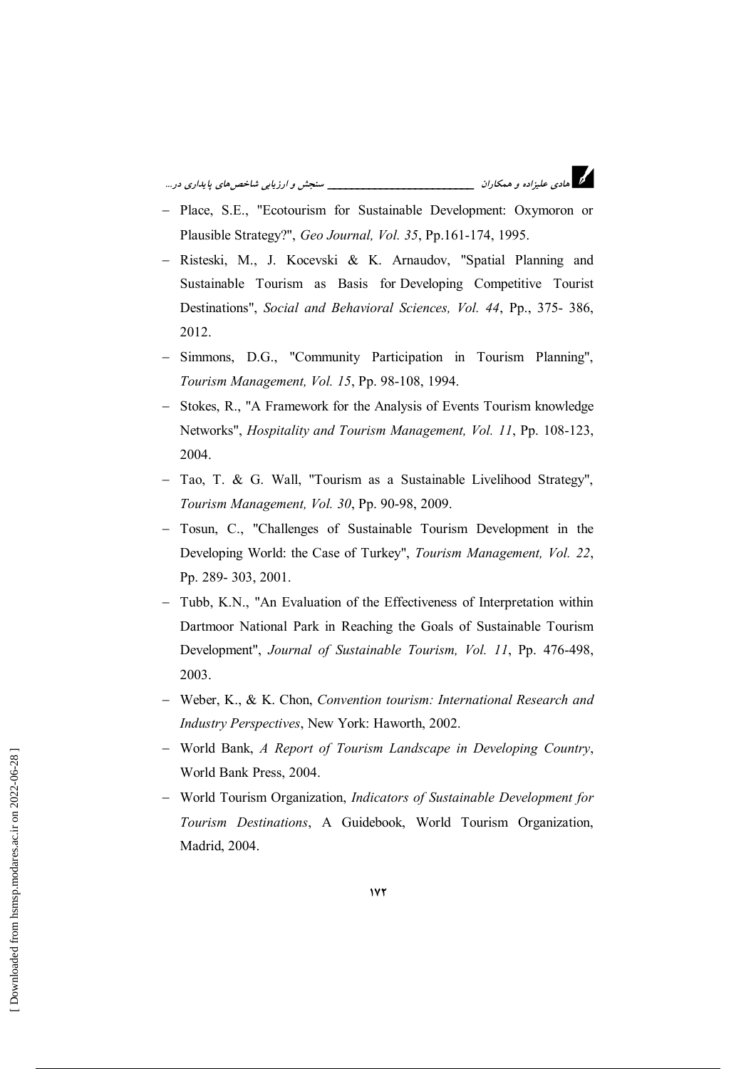- Place, S.E., "Ecotourism for Sustainable Development: Oxymoron or Plausible Strategy?", *Geo Journal, Vol. 35*, Pp.161-174, 1995.
- Risteski, M., J. Kocevski & K. Arnaudov, "Spatial Planning and Sustainable Tourism as Basis for Developing Competitive Tourist Destinations", *Social and Behavioral Sciences, Vol. 44*, Pp., 375- 386, 2012.
- Simmons, D.G., "Community Participation in Tourism Planning", *Tourism Management, Vol. 15*, Pp. 98-108, 1994.
- Stokes, R., "A Framework for the Analysis of Events Tourism knowledge Networks", *Hospitality and Tourism Management, Vol. 11*, Pp. 108-123, 2004.
- Tao, T. & G. Wall, "Tourism as a Sustainable Livelihood Strategy", *Tourism Management, Vol. 30*, Pp. 90-98, 2009.
- Tosun, C., "Challenges of Sustainable Tourism Development in the Developing World: the Case of Turkey", *Tourism Management, Vol. 22*, Pp. 289- 303, 2001.
- Tubb, K.N., "An Evaluation of the Effectiveness of Interpretation within Dartmoor National Park in Reaching the Goals of Sustainable Tourism Development", *Journal of Sustainable Tourism, Vol. 11*, Pp. 476-498, 2003.
- Weber, K., & K. Chon, *Convention tourism: International Research and Industry Perspectives*, New York: Haworth, 2002.
- World Bank, *A Report of Tourism Landscape in Developing Country*, World Bank Press, 2004.
- World Tourism Organization, *Indicators of Sustainable Development for Tourism Destinations*, A Guidebook, World Tourism Organization, Madrid, 2004.